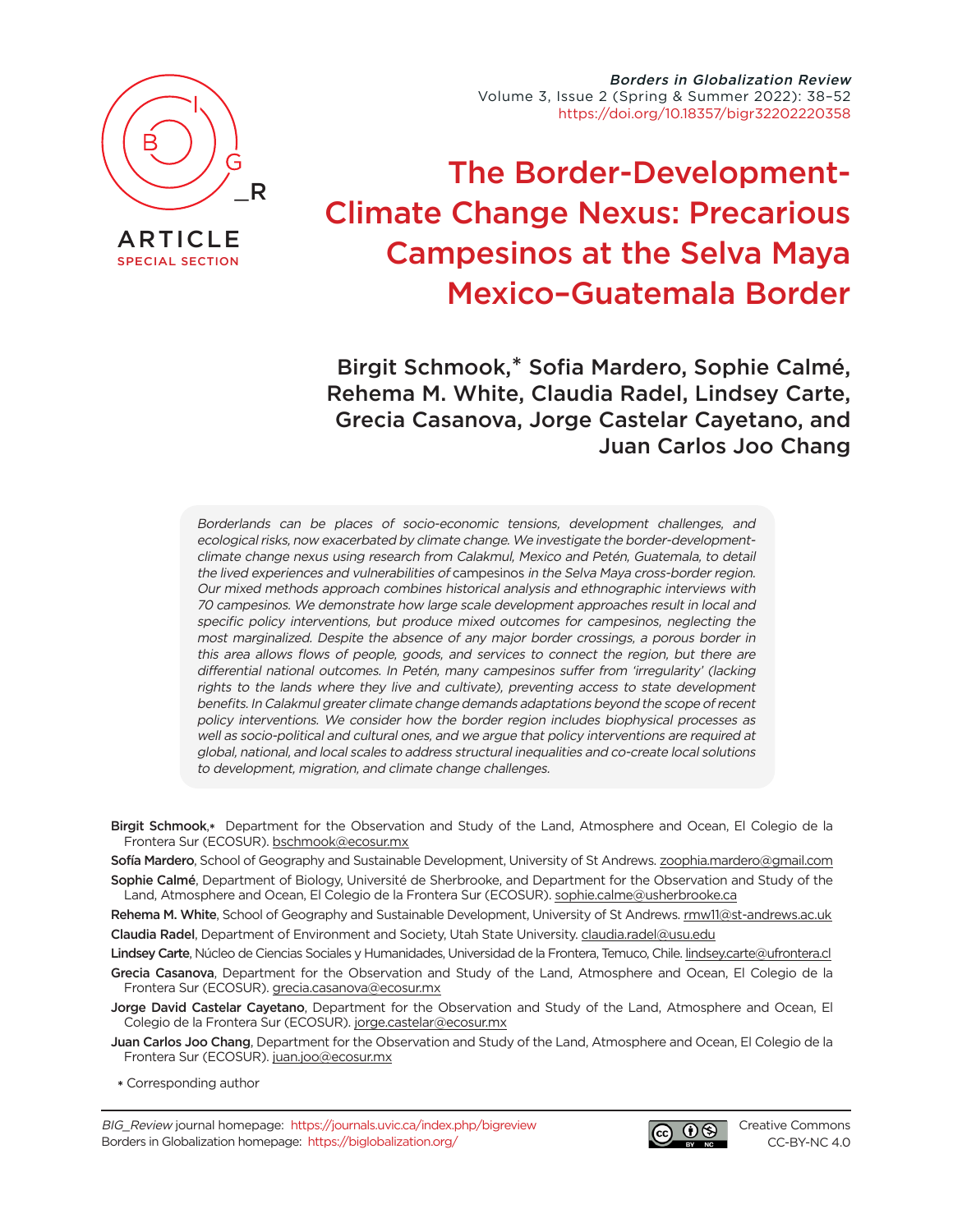ARTICLE
SPECIAL SECTION

*Borders in Globalization Review*
Volume 3, Issue 2 (Spring & Summer 2022): 38–52
https://doi.org/10.18357/bigr32202220358

# The Border-Development-Climate Change Nexus: Precarious Campesinos at the Selva Maya Mexico–Guatemala Border

Birgit Schmook,* Sofia Mardero, Sophie Calmé, Rehema M. White, Claudia Radel, Lindsey Carte, Grecia Casanova, Jorge Castelar Cayetano, and Juan Carlos Joo Chang

*Borderlands can be places of socio-economic tensions, development challenges, and ecological risks, now exacerbated by climate change. We investigate the border-development-climate change nexus using research from Calakmul, Mexico and Petén, Guatemala, to detail the lived experiences and vulnerabilities of* campesinos *in the Selva Maya cross-border region. Our mixed methods approach combines historical analysis and ethnographic interviews with 70 campesinos. We demonstrate how large scale development approaches result in local and specific policy interventions, but produce mixed outcomes for campesinos, neglecting the most marginalized. Despite the absence of any major border crossings, a porous border in this area allows flows of people, goods, and services to connect the region, but there are differential national outcomes. In Petén, many campesinos suffer from 'irregularity' (lacking rights to the lands where they live and cultivate), preventing access to state development benefits. In Calakmul greater climate change demands adaptations beyond the scope of recent policy interventions. We consider how the border region includes biophysical processes as well as socio-political and cultural ones, and we argue that policy interventions are required at global, national, and local scales to address structural inequalities and co-create local solutions to development, migration, and climate change challenges.*

**Birgit Schmook**,* Department for the Observation and Study of the Land, Atmosphere and Ocean, El Colegio de la Frontera Sur (ECOSUR). bschmook@ecosur.mx

**Sofía Mardero**, School of Geography and Sustainable Development, University of St Andrews. zoophia.mardero@gmail.com

**Sophie Calmé**, Department of Biology, Université de Sherbrooke, and Department for the Observation and Study of the Land, Atmosphere and Ocean, El Colegio de la Frontera Sur (ECOSUR). sophie.calme@usherbrooke.ca

**Rehema M. White**, School of Geography and Sustainable Development, University of St Andrews. rmw11@st-andrews.ac.uk

**Claudia Radel**, Department of Environment and Society, Utah State University. claudia.radel@usu.edu

**Lindsey Carte**, Núcleo de Ciencias Sociales y Humanidades, Universidad de la Frontera, Temuco, Chile. lindsey.carte@ufrontera.cl

**Grecia Casanova**, Department for the Observation and Study of the Land, Atmosphere and Ocean, El Colegio de la Frontera Sur (ECOSUR). grecia.casanova@ecosur.mx

**Jorge David Castelar Cayetano**, Department for the Observation and Study of the Land, Atmosphere and Ocean, El Colegio de la Frontera Sur (ECOSUR). jorge.castelar@ecosur.mx

**Juan Carlos Joo Chang**, Department for the Observation and Study of the Land, Atmosphere and Ocean, El Colegio de la Frontera Sur (ECOSUR). juan.joo@ecosur.mx

* Corresponding author

*BIG_Review* journal homepage: https://journals.uvic.ca/index.php/bigreview
Borders in Globalization homepage: https://biglobalization.org/

Creative Commons CC-BY-NC 4.0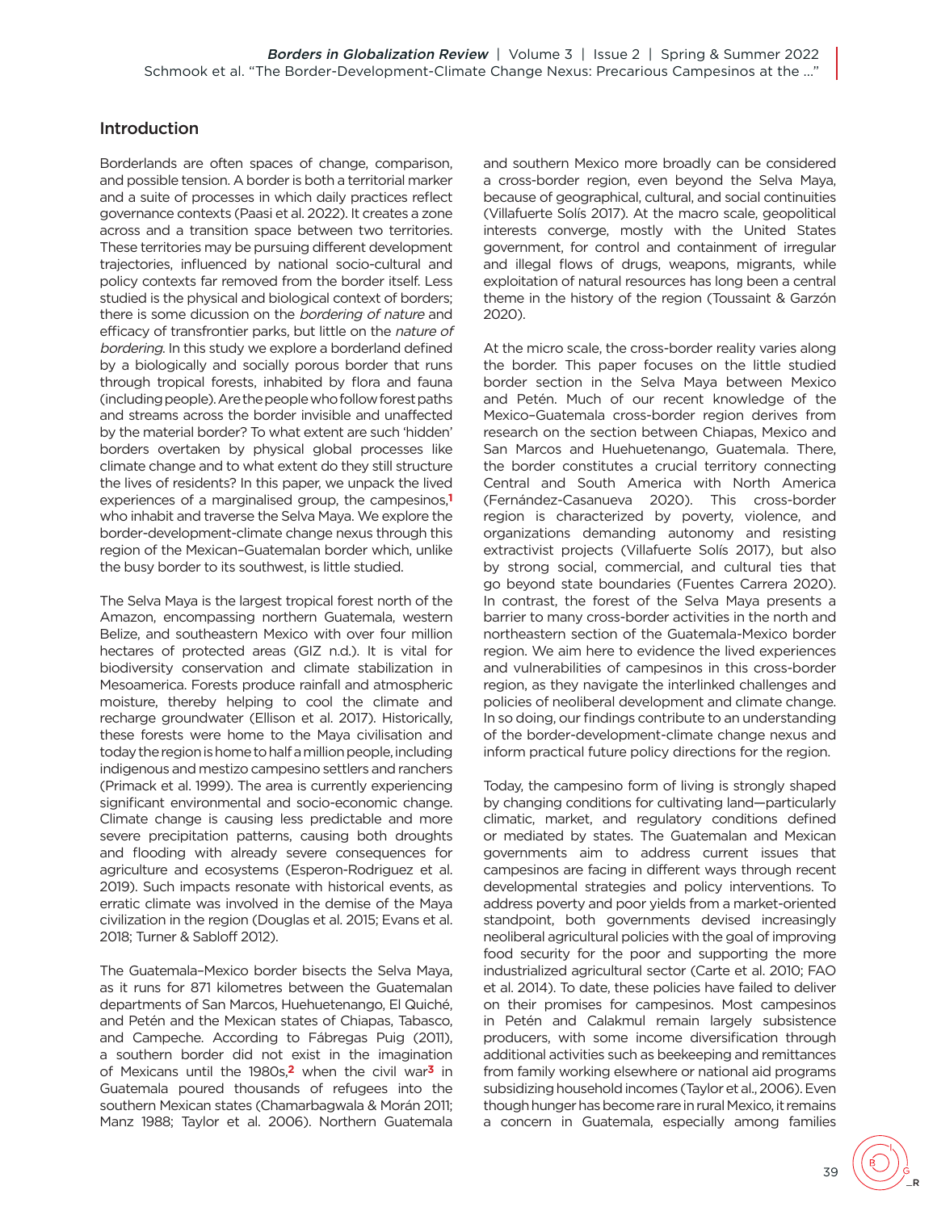## Introduction

Borderlands are often spaces of change, comparison, and possible tension. A border is both a territorial marker and a suite of processes in which daily practices reflect governance contexts (Paasi et al. 2022). It creates a zone across and a transition space between two territories. These territories may be pursuing different development trajectories, influenced by national socio-cultural and policy contexts far removed from the border itself. Less studied is the physical and biological context of borders; there is some dicussion on the *bordering of nature* and efficacy of transfrontier parks, but little on the *nature of bordering*. In this study we explore a borderland defined by a biologically and socially porous border that runs through tropical forests, inhabited by flora and fauna (including people). Are the people who follow forest paths and streams across the border invisible and unaffected by the material border? To what extent are such 'hidden' borders overtaken by physical global processes like climate change and to what extent do they still structure the lives of residents? In this paper, we unpack the lived experiences of a marginalised group, the campesinos,[1] who inhabit and traverse the Selva Maya. We explore the border-development-climate change nexus through this region of the Mexican–Guatemalan border which, unlike the busy border to its southwest, is little studied.

The Selva Maya is the largest tropical forest north of the Amazon, encompassing northern Guatemala, western Belize, and southeastern Mexico with over four million hectares of protected areas (GIZ n.d.). It is vital for biodiversity conservation and climate stabilization in Mesoamerica. Forests produce rainfall and atmospheric moisture, thereby helping to cool the climate and recharge groundwater (Ellison et al. 2017). Historically, these forests were home to the Maya civilisation and today the region is home to half a million people, including indigenous and mestizo campesino settlers and ranchers (Primack et al. 1999). The area is currently experiencing significant environmental and socio-economic change. Climate change is causing less predictable and more severe precipitation patterns, causing both droughts and flooding with already severe consequences for agriculture and ecosystems (Esperon-Rodriguez et al. 2019). Such impacts resonate with historical events, as erratic climate was involved in the demise of the Maya civilization in the region (Douglas et al. 2015; Evans et al. 2018; Turner & Sabloff 2012).

The Guatemala–Mexico border bisects the Selva Maya, as it runs for 871 kilometres between the Guatemalan departments of San Marcos, Huehuetenango, El Quiché, and Petén and the Mexican states of Chiapas, Tabasco, and Campeche. According to Fábregas Puig (2011), a southern border did not exist in the imagination of Mexicans until the 1980s,[2] when the civil war[3] in Guatemala poured thousands of refugees into the southern Mexican states (Chamarbagwala & Morán 2011; Manz 1988; Taylor et al. 2006). Northern Guatemala and southern Mexico more broadly can be considered a cross-border region, even beyond the Selva Maya, because of geographical, cultural, and social continuities (Villafuerte Solís 2017). At the macro scale, geopolitical interests converge, mostly with the United States government, for control and containment of irregular and illegal flows of drugs, weapons, migrants, while exploitation of natural resources has long been a central theme in the history of the region (Toussaint & Garzón 2020).

At the micro scale, the cross-border reality varies along the border. This paper focuses on the little studied border section in the Selva Maya between Mexico and Petén. Much of our recent knowledge of the Mexico–Guatemala cross-border region derives from research on the section between Chiapas, Mexico and San Marcos and Huehuetenango, Guatemala. There, the border constitutes a crucial territory connecting Central and South America with North America (Fernández-Casanueva 2020). This cross-border region is characterized by poverty, violence, and organizations demanding autonomy and resisting extractivist projects (Villafuerte Solís 2017), but also by strong social, commercial, and cultural ties that go beyond state boundaries (Fuentes Carrera 2020). In contrast, the forest of the Selva Maya presents a barrier to many cross-border activities in the north and northeastern section of the Guatemala-Mexico border region. We aim here to evidence the lived experiences and vulnerabilities of campesinos in this cross-border region, as they navigate the interlinked challenges and policies of neoliberal development and climate change. In so doing, our findings contribute to an understanding of the border-development-climate change nexus and inform practical future policy directions for the region.

Today, the campesino form of living is strongly shaped by changing conditions for cultivating land—particularly climatic, market, and regulatory conditions defined or mediated by states. The Guatemalan and Mexican governments aim to address current issues that campesinos are facing in different ways through recent developmental strategies and policy interventions. To address poverty and poor yields from a market-oriented standpoint, both governments devised increasingly neoliberal agricultural policies with the goal of improving food security for the poor and supporting the more industrialized agricultural sector (Carte et al. 2010; FAO et al. 2014). To date, these policies have failed to deliver on their promises for campesinos. Most campesinos in Petén and Calakmul remain largely subsistence producers, with some income diversification through additional activities such as beekeeping and remittances from family working elsewhere or national aid programs subsidizing household incomes (Taylor et al., 2006). Even though hunger has become rare in rural Mexico, it remains a concern in Guatemala, especially among families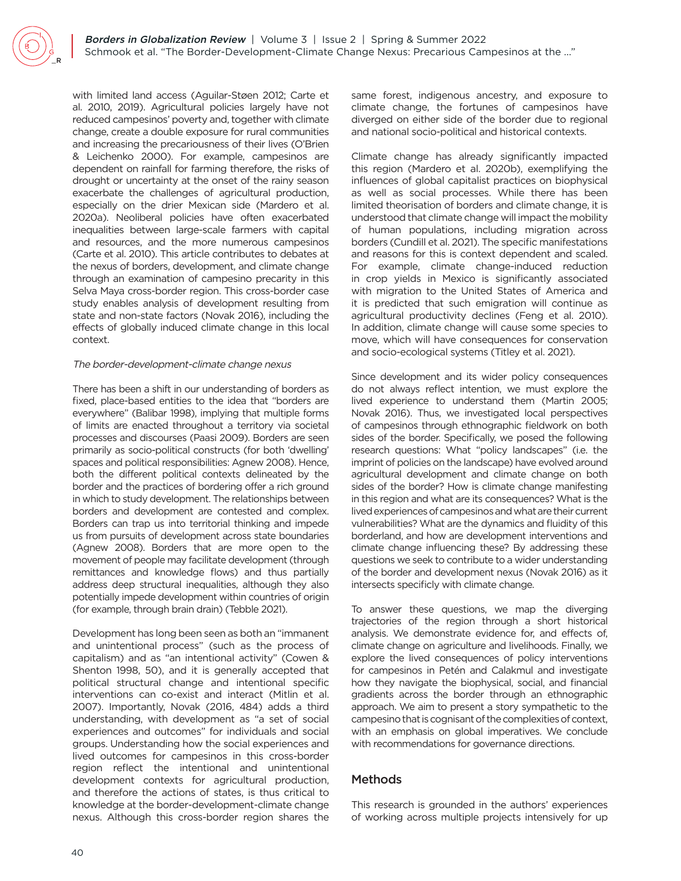with limited land access (Aguilar-Støen 2012; Carte et al. 2010, 2019). Agricultural policies largely have not reduced campesinos' poverty and, together with climate change, create a double exposure for rural communities and increasing the precariousness of their lives (O'Brien & Leichenko 2000). For example, campesinos are dependent on rainfall for farming therefore, the risks of drought or uncertainty at the onset of the rainy season exacerbate the challenges of agricultural production, especially on the drier Mexican side (Mardero et al. 2020a). Neoliberal policies have often exacerbated inequalities between large-scale farmers with capital and resources, and the more numerous campesinos (Carte et al. 2010). This article contributes to debates at the nexus of borders, development, and climate change through an examination of campesino precarity in this Selva Maya cross-border region. This cross-border case study enables analysis of development resulting from state and non-state factors (Novak 2016), including the effects of globally induced climate change in this local context.

*The border-development-climate change nexus*

There has been a shift in our understanding of borders as fixed, place-based entities to the idea that "borders are everywhere" (Balibar 1998), implying that multiple forms of limits are enacted throughout a territory via societal processes and discourses (Paasi 2009). Borders are seen primarily as socio-political constructs (for both 'dwelling' spaces and political responsibilities: Agnew 2008). Hence, both the different political contexts delineated by the border and the practices of bordering offer a rich ground in which to study development. The relationships between borders and development are contested and complex. Borders can trap us into territorial thinking and impede us from pursuits of development across state boundaries (Agnew 2008). Borders that are more open to the movement of people may facilitate development (through remittances and knowledge flows) and thus partially address deep structural inequalities, although they also potentially impede development within countries of origin (for example, through brain drain) (Tebble 2021).

Development has long been seen as both an "immanent and unintentional process" (such as the process of capitalism) and as "an intentional activity" (Cowen & Shenton 1998, 50), and it is generally accepted that political structural change and intentional specific interventions can co-exist and interact (Mitlin et al. 2007). Importantly, Novak (2016, 484) adds a third understanding, with development as "a set of social experiences and outcomes" for individuals and social groups. Understanding how the social experiences and lived outcomes for campesinos in this cross-border region reflect the intentional and unintentional development contexts for agricultural production, and therefore the actions of states, is thus critical to knowledge at the border-development-climate change nexus. Although this cross-border region shares the same forest, indigenous ancestry, and exposure to climate change, the fortunes of campesinos have diverged on either side of the border due to regional and national socio-political and historical contexts.

Climate change has already significantly impacted this region (Mardero et al. 2020b), exemplifying the influences of global capitalist practices on biophysical as well as social processes. While there has been limited theorisation of borders and climate change, it is understood that climate change will impact the mobility of human populations, including migration across borders (Cundill et al. 2021). The specific manifestations and reasons for this is context dependent and scaled. For example, climate change-induced reduction in crop yields in Mexico is significantly associated with migration to the United States of America and it is predicted that such emigration will continue as agricultural productivity declines (Feng et al. 2010). In addition, climate change will cause some species to move, which will have consequences for conservation and socio-ecological systems (Titley et al. 2021).

Since development and its wider policy consequences do not always reflect intention, we must explore the lived experience to understand them (Martin 2005; Novak 2016). Thus, we investigated local perspectives of campesinos through ethnographic fieldwork on both sides of the border. Specifically, we posed the following research questions: What "policy landscapes" (i.e. the imprint of policies on the landscape) have evolved around agricultural development and climate change on both sides of the border? How is climate change manifesting in this region and what are its consequences? What is the lived experiences of campesinos and what are their current vulnerabilities? What are the dynamics and fluidity of this borderland, and how are development interventions and climate change influencing these? By addressing these questions we seek to contribute to a wider understanding of the border and development nexus (Novak 2016) as it intersects specifically with climate change.

To answer these questions, we map the diverging trajectories of the region through a short historical analysis. We demonstrate evidence for, and effects of, climate change on agriculture and livelihoods. Finally, we explore the lived consequences of policy interventions for campesinos in Petén and Calakmul and investigate how they navigate the biophysical, social, and financial gradients across the border through an ethnographic approach. We aim to present a story sympathetic to the campesino that is cognisant of the complexities of context, with an emphasis on global imperatives. We conclude with recommendations for governance directions.

## Methods

This research is grounded in the authors' experiences of working across multiple projects intensively for up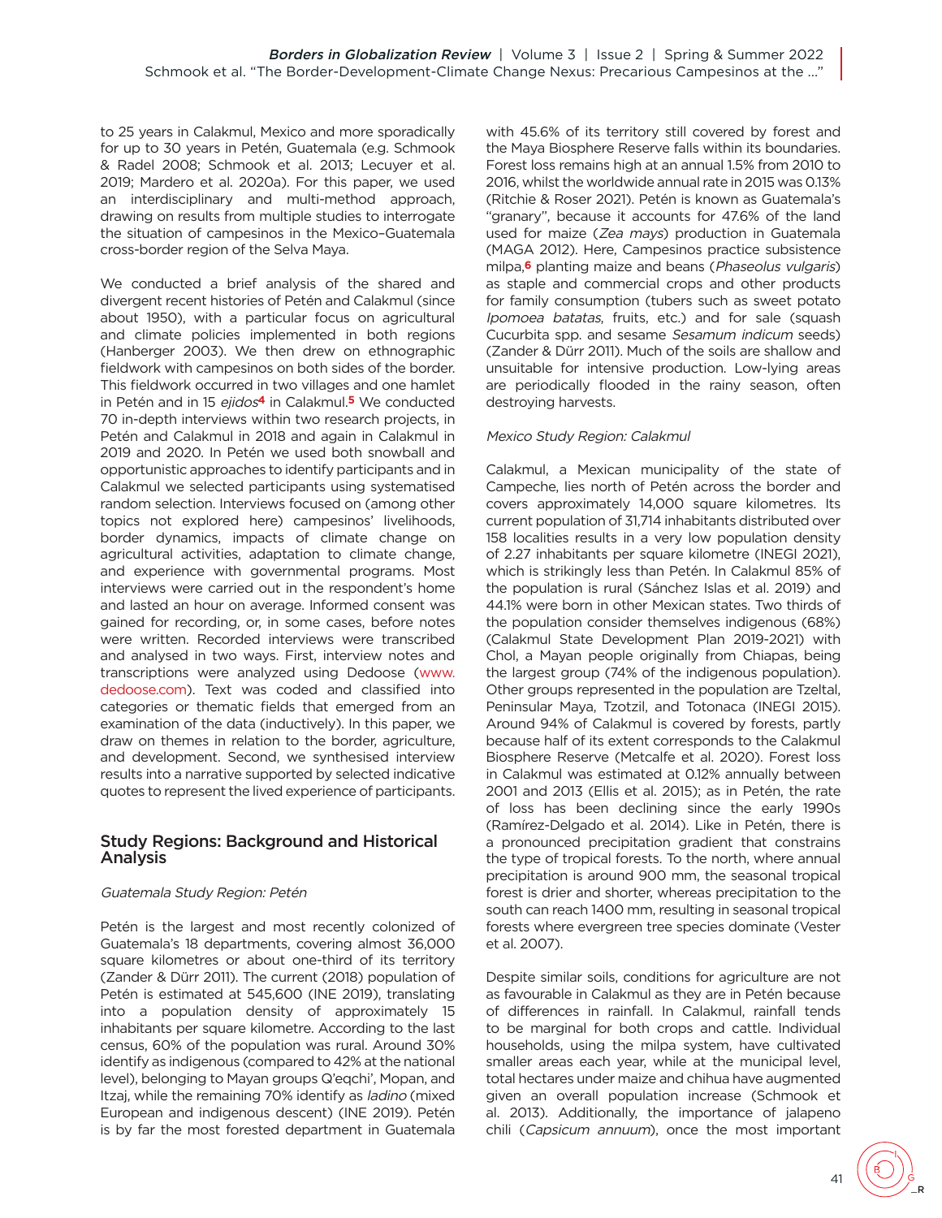to 25 years in Calakmul, Mexico and more sporadically for up to 30 years in Petén, Guatemala (e.g. Schmook & Radel 2008; Schmook et al. 2013; Lecuyer et al. 2019; Mardero et al. 2020a). For this paper, we used an interdisciplinary and multi-method approach, drawing on results from multiple studies to interrogate the situation of campesinos in the Mexico–Guatemala cross-border region of the Selva Maya.

We conducted a brief analysis of the shared and divergent recent histories of Petén and Calakmul (since about 1950), with a particular focus on agricultural and climate policies implemented in both regions (Hanberger 2003). We then drew on ethnographic fieldwork with campesinos on both sides of the border. This fieldwork occurred in two villages and one hamlet in Petén and in 15 *ejidos*[4] in Calakmul.[5] We conducted 70 in-depth interviews within two research projects, in Petén and Calakmul in 2018 and again in Calakmul in 2019 and 2020. In Petén we used both snowball and opportunistic approaches to identify participants and in Calakmul we selected participants using systematised random selection. Interviews focused on (among other topics not explored here) campesinos' livelihoods, border dynamics, impacts of climate change on agricultural activities, adaptation to climate change, and experience with governmental programs. Most interviews were carried out in the respondent's home and lasted an hour on average. Informed consent was gained for recording, or, in some cases, before notes were written. Recorded interviews were transcribed and analysed in two ways. First, interview notes and transcriptions were analyzed using Dedoose (www.dedoose.com). Text was coded and classified into categories or thematic fields that emerged from an examination of the data (inductively). In this paper, we draw on themes in relation to the border, agriculture, and development. Second, we synthesised interview results into a narrative supported by selected indicative quotes to represent the lived experience of participants.

## Study Regions: Background and Historical Analysis

### *Guatemala Study Region: Petén*

Petén is the largest and most recently colonized of Guatemala's 18 departments, covering almost 36,000 square kilometres or about one-third of its territory (Zander & Dürr 2011). The current (2018) population of Petén is estimated at 545,600 (INE 2019), translating into a population density of approximately 15 inhabitants per square kilometre. According to the last census, 60% of the population was rural. Around 30% identify as indigenous (compared to 42% at the national level), belonging to Mayan groups Q'eqchi', Mopan, and Itzaj, while the remaining 70% identify as *ladino* (mixed European and indigenous descent) (INE 2019). Petén is by far the most forested department in Guatemala with 45.6% of its territory still covered by forest and the Maya Biosphere Reserve falls within its boundaries. Forest loss remains high at an annual 1.5% from 2010 to 2016, whilst the worldwide annual rate in 2015 was 0.13% (Ritchie & Roser 2021). Petén is known as Guatemala's "granary", because it accounts for 47.6% of the land used for maize (*Zea mays*) production in Guatemala (MAGA 2012). Here, Campesinos practice subsistence milpa,[6] planting maize and beans (*Phaseolus vulgaris*) as staple and commercial crops and other products for family consumption (tubers such as sweet potato *Ipomoea batatas*, fruits, etc.) and for sale (squash Cucurbita spp. and sesame *Sesamum indicum* seeds) (Zander & Dürr 2011). Much of the soils are shallow and unsuitable for intensive production. Low-lying areas are periodically flooded in the rainy season, often destroying harvests.

### *Mexico Study Region: Calakmul*

Calakmul, a Mexican municipality of the state of Campeche, lies north of Petén across the border and covers approximately 14,000 square kilometres. Its current population of 31,714 inhabitants distributed over 158 localities results in a very low population density of 2.27 inhabitants per square kilometre (INEGI 2021), which is strikingly less than Petén. In Calakmul 85% of the population is rural (Sánchez Islas et al. 2019) and 44.1% were born in other Mexican states. Two thirds of the population consider themselves indigenous (68%) (Calakmul State Development Plan 2019-2021) with Chol, a Mayan people originally from Chiapas, being the largest group (74% of the indigenous population). Other groups represented in the population are Tzeltal, Peninsular Maya, Tzotzil, and Totonaca (INEGI 2015). Around 94% of Calakmul is covered by forests, partly because half of its extent corresponds to the Calakmul Biosphere Reserve (Metcalfe et al. 2020). Forest loss in Calakmul was estimated at 0.12% annually between 2001 and 2013 (Ellis et al. 2015); as in Petén, the rate of loss has been declining since the early 1990s (Ramírez-Delgado et al. 2014). Like in Petén, there is a pronounced precipitation gradient that constrains the type of tropical forests. To the north, where annual precipitation is around 900 mm, the seasonal tropical forest is drier and shorter, whereas precipitation to the south can reach 1400 mm, resulting in seasonal tropical forests where evergreen tree species dominate (Vester et al. 2007).

Despite similar soils, conditions for agriculture are not as favourable in Calakmul as they are in Petén because of differences in rainfall. In Calakmul, rainfall tends to be marginal for both crops and cattle. Individual households, using the milpa system, have cultivated smaller areas each year, while at the municipal level, total hectares under maize and chihua have augmented given an overall population increase (Schmook et al. 2013). Additionally, the importance of jalapeno chili (*Capsicum annuum*), once the most important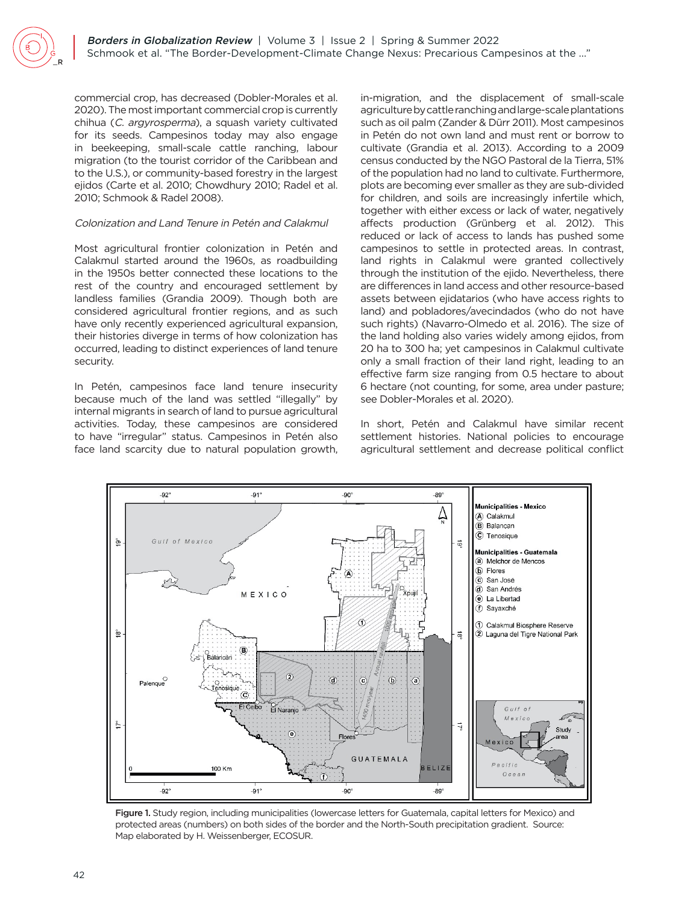commercial crop, has decreased (Dobler-Morales et al. 2020). The most important commercial crop is currently chihua (*C. argyrosperma*), a squash variety cultivated for its seeds. Campesinos today may also engage in beekeeping, small-scale cattle ranching, labour migration (to the tourist corridor of the Caribbean and to the U.S.), or community-based forestry in the largest ejidos (Carte et al. 2010; Chowdhury 2010; Radel et al. 2010; Schmook & Radel 2008).

*Colonization and Land Tenure in Petén and Calakmul*

Most agricultural frontier colonization in Petén and Calakmul started around the 1960s, as roadbuilding in the 1950s better connected these locations to the rest of the country and encouraged settlement by landless families (Grandia 2009). Though both are considered agricultural frontier regions, and as such have only recently experienced agricultural expansion, their histories diverge in terms of how colonization has occurred, leading to distinct experiences of land tenure security.

In Petén, campesinos face land tenure insecurity because much of the land was settled "illegally" by internal migrants in search of land to pursue agricultural activities. Today, these campesinos are considered to have "irregular" status. Campesinos in Petén also face land scarcity due to natural population growth, in-migration, and the displacement of small-scale agriculture by cattle ranching and large-scale plantations such as oil palm (Zander & Dürr 2011). Most campesinos in Petén do not own land and must rent or borrow to cultivate (Grandia et al. 2013). According to a 2009 census conducted by the NGO Pastoral de la Tierra, 51% of the population had no land to cultivate. Furthermore, plots are becoming ever smaller as they are sub-divided for children, and soils are increasingly infertile which, together with either excess or lack of water, negatively affects production (Grünberg et al. 2012). This reduced or lack of access to lands has pushed some campesinos to settle in protected areas. In contrast, land rights in Calakmul were granted collectively through the institution of the ejido. Nevertheless, there are differences in land access and other resource-based assets between ejidatarios (who have access rights to land) and pobladores/avecindados (who do not have such rights) (Navarro-Olmedo et al. 2016). The size of the land holding also varies widely among ejidos, from 20 ha to 300 ha; yet campesinos in Calakmul cultivate only a small fraction of their land right, leading to an effective farm size ranging from 0.5 hectare to about 6 hectare (not counting, for some, area under pasture; see Dobler-Morales et al. 2020).

In short, Petén and Calakmul have similar recent settlement histories. National policies to encourage agricultural settlement and decrease political conflict

Figure 1. Study region, including municipalities (lowercase letters for Guatemala, capital letters for Mexico) and protected areas (numbers) on both sides of the border and the North-South precipitation gradient. Source: Map elaborated by H. Weissenberger, ECOSUR.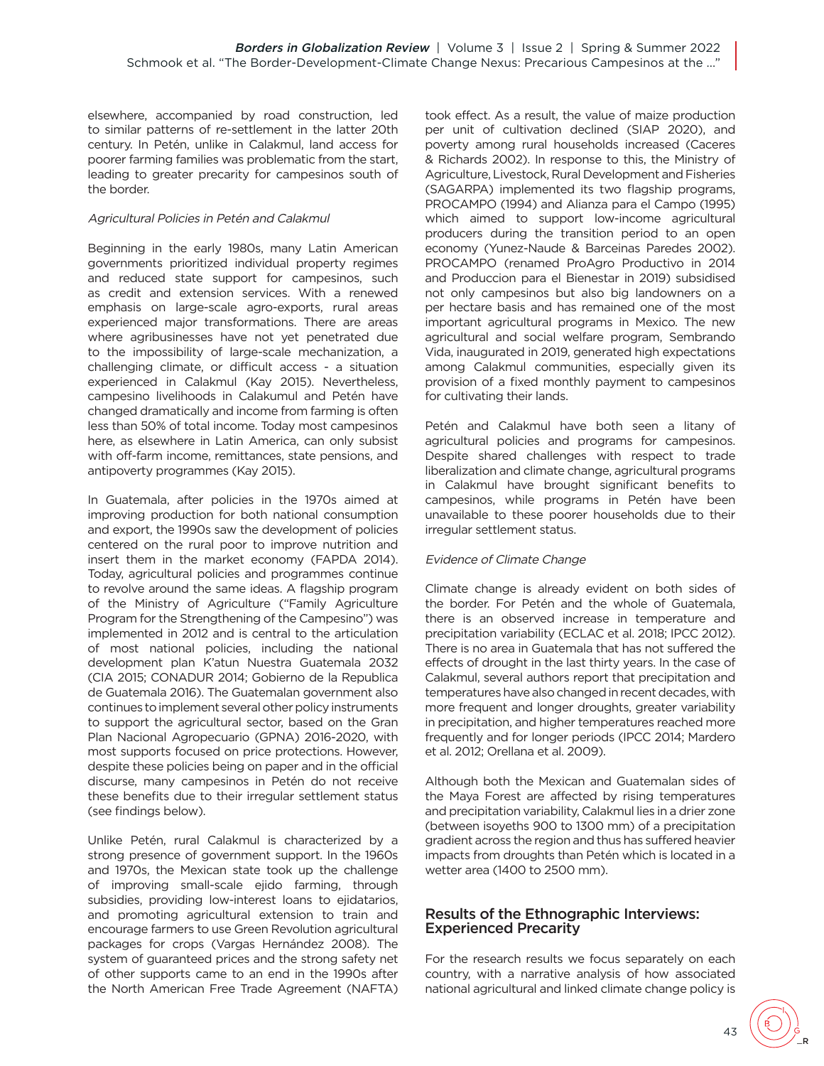elsewhere, accompanied by road construction, led to similar patterns of re-settlement in the latter 20th century. In Petén, unlike in Calakmul, land access for poorer farming families was problematic from the start, leading to greater precarity for campesinos south of the border.

*Agricultural Policies in Petén and Calakmul*

Beginning in the early 1980s, many Latin American governments prioritized individual property regimes and reduced state support for campesinos, such as credit and extension services. With a renewed emphasis on large-scale agro-exports, rural areas experienced major transformations. There are areas where agribusinesses have not yet penetrated due to the impossibility of large-scale mechanization, a challenging climate, or difficult access - a situation experienced in Calakmul (Kay 2015). Nevertheless, campesino livelihoods in Calakumul and Petén have changed dramatically and income from farming is often less than 50% of total income. Today most campesinos here, as elsewhere in Latin America, can only subsist with off-farm income, remittances, state pensions, and antipoverty programmes (Kay 2015).

In Guatemala, after policies in the 1970s aimed at improving production for both national consumption and export, the 1990s saw the development of policies centered on the rural poor to improve nutrition and insert them in the market economy (FAPDA 2014). Today, agricultural policies and programmes continue to revolve around the same ideas. A flagship program of the Ministry of Agriculture ("Family Agriculture Program for the Strengthening of the Campesino") was implemented in 2012 and is central to the articulation of most national policies, including the national development plan K'atun Nuestra Guatemala 2032 (CIA 2015; CONADUR 2014; Gobierno de la Republica de Guatemala 2016). The Guatemalan government also continues to implement several other policy instruments to support the agricultural sector, based on the Gran Plan Nacional Agropecuario (GPNA) 2016-2020, with most supports focused on price protections. However, despite these policies being on paper and in the official discurse, many campesinos in Petén do not receive these benefits due to their irregular settlement status (see findings below).

Unlike Petén, rural Calakmul is characterized by a strong presence of government support. In the 1960s and 1970s, the Mexican state took up the challenge of improving small-scale ejido farming, through subsidies, providing low-interest loans to ejidatarios, and promoting agricultural extension to train and encourage farmers to use Green Revolution agricultural packages for crops (Vargas Hernández 2008). The system of guaranteed prices and the strong safety net of other supports came to an end in the 1990s after the North American Free Trade Agreement (NAFTA) took effect. As a result, the value of maize production per unit of cultivation declined (SIAP 2020), and poverty among rural households increased (Caceres & Richards 2002). In response to this, the Ministry of Agriculture, Livestock, Rural Development and Fisheries (SAGARPA) implemented its two flagship programs, PROCAMPO (1994) and Alianza para el Campo (1995) which aimed to support low-income agricultural producers during the transition period to an open economy (Yunez-Naude & Barceinas Paredes 2002). PROCAMPO (renamed ProAgro Productivo in 2014 and Produccion para el Bienestar in 2019) subsidised not only campesinos but also big landowners on a per hectare basis and has remained one of the most important agricultural programs in Mexico. The new agricultural and social welfare program, Sembrando Vida, inaugurated in 2019, generated high expectations among Calakmul communities, especially given its provision of a fixed monthly payment to campesinos for cultivating their lands.

Petén and Calakmul have both seen a litany of agricultural policies and programs for campesinos. Despite shared challenges with respect to trade liberalization and climate change, agricultural programs in Calakmul have brought significant benefits to campesinos, while programs in Petén have been unavailable to these poorer households due to their irregular settlement status.

*Evidence of Climate Change*

Climate change is already evident on both sides of the border. For Petén and the whole of Guatemala, there is an observed increase in temperature and precipitation variability (ECLAC et al. 2018; IPCC 2012). There is no area in Guatemala that has not suffered the effects of drought in the last thirty years. In the case of Calakmul, several authors report that precipitation and temperatures have also changed in recent decades, with more frequent and longer droughts, greater variability in precipitation, and higher temperatures reached more frequently and for longer periods (IPCC 2014; Mardero et al. 2012; Orellana et al. 2009).

Although both the Mexican and Guatemalan sides of the Maya Forest are affected by rising temperatures and precipitation variability, Calakmul lies in a drier zone (between isoyeths 900 to 1300 mm) of a precipitation gradient across the region and thus has suffered heavier impacts from droughts than Petén which is located in a wetter area (1400 to 2500 mm).

## Results of the Ethnographic Interviews: Experienced Precarity

For the research results we focus separately on each country, with a narrative analysis of how associated national agricultural and linked climate change policy is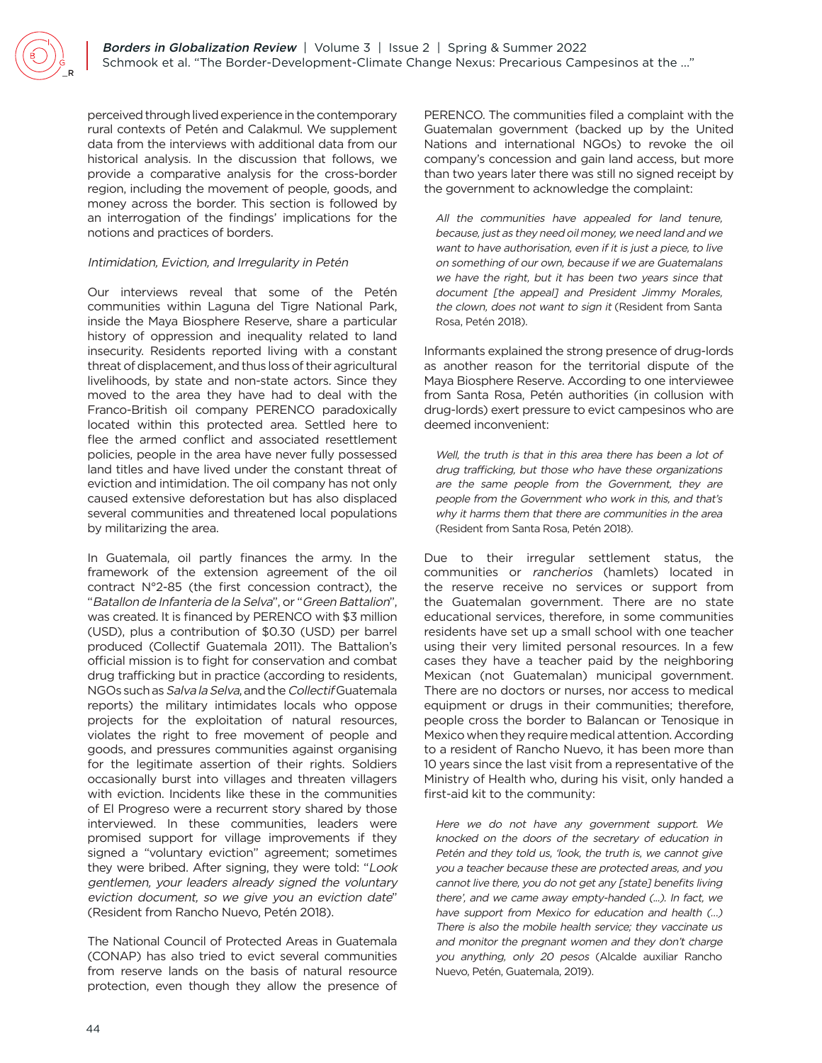perceived through lived experience in the contemporary rural contexts of Petén and Calakmul. We supplement data from the interviews with additional data from our historical analysis. In the discussion that follows, we provide a comparative analysis for the cross-border region, including the movement of people, goods, and money across the border. This section is followed by an interrogation of the findings' implications for the notions and practices of borders.

*Intimidation, Eviction, and Irregularity in Petén*

Our interviews reveal that some of the Petén communities within Laguna del Tigre National Park, inside the Maya Biosphere Reserve, share a particular history of oppression and inequality related to land insecurity. Residents reported living with a constant threat of displacement, and thus loss of their agricultural livelihoods, by state and non-state actors. Since they moved to the area they have had to deal with the Franco-British oil company PERENCO paradoxically located within this protected area. Settled here to flee the armed conflict and associated resettlement policies, people in the area have never fully possessed land titles and have lived under the constant threat of eviction and intimidation. The oil company has not only caused extensive deforestation but has also displaced several communities and threatened local populations by militarizing the area.

In Guatemala, oil partly finances the army. In the framework of the extension agreement of the oil contract N°2-85 (the first concession contract), the "*Batallon de Infanteria de la Selva*", or "*Green Battalion*", was created. It is financed by PERENCO with $3 million (USD), plus a contribution of $0.30 (USD) per barrel produced (Collectif Guatemala 2011). The Battalion's official mission is to fight for conservation and combat drug trafficking but in practice (according to residents, NGOs such as *Salva la Selva*, and the *Collectif* Guatemala reports) the military intimidates locals who oppose projects for the exploitation of natural resources, violates the right to free movement of people and goods, and pressures communities against organising for the legitimate assertion of their rights. Soldiers occasionally burst into villages and threaten villagers with eviction. Incidents like these in the communities of El Progreso were a recurrent story shared by those interviewed. In these communities, leaders were promised support for village improvements if they signed a "voluntary eviction" agreement; sometimes they were bribed. After signing, they were told: "*Look gentlemen, your leaders already signed the voluntary eviction document, so we give you an eviction date*" (Resident from Rancho Nuevo, Petén 2018).

The National Council of Protected Areas in Guatemala (CONAP) has also tried to evict several communities from reserve lands on the basis of natural resource protection, even though they allow the presence of PERENCO. The communities filed a complaint with the Guatemalan government (backed up by the United Nations and international NGOs) to revoke the oil company's concession and gain land access, but more than two years later there was still no signed receipt by the government to acknowledge the complaint:

> *All the communities have appealed for land tenure, because, just as they need oil money, we need land and we want to have authorisation, even if it is just a piece, to live on something of our own, because if we are Guatemalans we have the right, but it has been two years since that document [the appeal] and President Jimmy Morales, the clown, does not want to sign it* (Resident from Santa Rosa, Petén 2018).

Informants explained the strong presence of drug-lords as another reason for the territorial dispute of the Maya Biosphere Reserve. According to one interviewee from Santa Rosa, Petén authorities (in collusion with drug-lords) exert pressure to evict campesinos who are deemed inconvenient:

> *Well, the truth is that in this area there has been a lot of drug trafficking, but those who have these organizations are the same people from the Government, they are people from the Government who work in this, and that's why it harms them that there are communities in the area* (Resident from Santa Rosa, Petén 2018).

Due to their irregular settlement status, the communities or *rancherios* (hamlets) located in the reserve receive no services or support from the Guatemalan government. There are no state educational services, therefore, in some communities residents have set up a small school with one teacher using their very limited personal resources. In a few cases they have a teacher paid by the neighboring Mexican (not Guatemalan) municipal government. There are no doctors or nurses, nor access to medical equipment or drugs in their communities; therefore, people cross the border to Balancan or Tenosique in Mexico when they require medical attention. According to a resident of Rancho Nuevo, it has been more than 10 years since the last visit from a representative of the Ministry of Health who, during his visit, only handed a first-aid kit to the community:

> *Here we do not have any government support. We knocked on the doors of the secretary of education in Petén and they told us, 'look, the truth is, we cannot give you a teacher because these are protected areas, and you cannot live there, you do not get any [state] benefits living there', and we came away empty-handed (…). In fact, we have support from Mexico for education and health (…) There is also the mobile health service; they vaccinate us and monitor the pregnant women and they don't charge you anything, only 20 pesos* (Alcalde auxiliar Rancho Nuevo, Petén, Guatemala, 2019).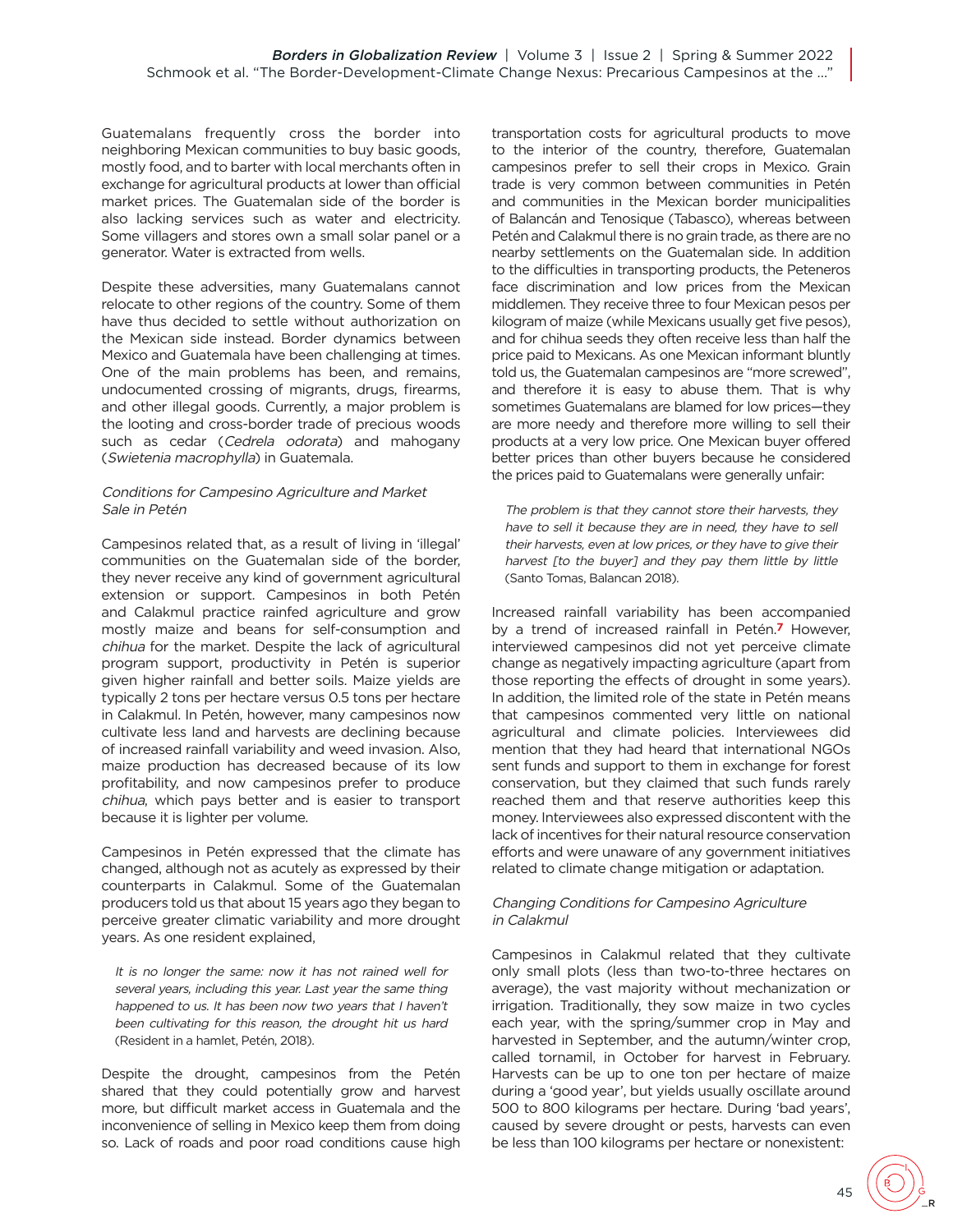Guatemalans frequently cross the border into neighboring Mexican communities to buy basic goods, mostly food, and to barter with local merchants often in exchange for agricultural products at lower than official market prices. The Guatemalan side of the border is also lacking services such as water and electricity. Some villagers and stores own a small solar panel or a generator. Water is extracted from wells.

Despite these adversities, many Guatemalans cannot relocate to other regions of the country. Some of them have thus decided to settle without authorization on the Mexican side instead. Border dynamics between Mexico and Guatemala have been challenging at times. One of the main problems has been, and remains, undocumented crossing of migrants, drugs, firearms, and other illegal goods. Currently, a major problem is the looting and cross-border trade of precious woods such as cedar (*Cedrela odorata*) and mahogany (*Swietenia macrophylla*) in Guatemala.

### *Conditions for Campesino Agriculture and Market Sale in Petén*

Campesinos related that, as a result of living in 'illegal' communities on the Guatemalan side of the border, they never receive any kind of government agricultural extension or support. Campesinos in both Petén and Calakmul practice rainfed agriculture and grow mostly maize and beans for self-consumption and *chihua* for the market. Despite the lack of agricultural program support, productivity in Petén is superior given higher rainfall and better soils. Maize yields are typically 2 tons per hectare versus 0.5 tons per hectare in Calakmul. In Petén, however, many campesinos now cultivate less land and harvests are declining because of increased rainfall variability and weed invasion. Also, maize production has decreased because of its low profitability, and now campesinos prefer to produce *chihua*, which pays better and is easier to transport because it is lighter per volume.

Campesinos in Petén expressed that the climate has changed, although not as acutely as expressed by their counterparts in Calakmul. Some of the Guatemalan producers told us that about 15 years ago they began to perceive greater climatic variability and more drought years. As one resident explained,

> *It is no longer the same: now it has not rained well for several years, including this year. Last year the same thing happened to us. It has been now two years that I haven't been cultivating for this reason, the drought hit us hard* (Resident in a hamlet, Petén, 2018).

Despite the drought, campesinos from the Petén shared that they could potentially grow and harvest more, but difficult market access in Guatemala and the inconvenience of selling in Mexico keep them from doing so. Lack of roads and poor road conditions cause high transportation costs for agricultural products to move to the interior of the country, therefore, Guatemalan campesinos prefer to sell their crops in Mexico. Grain trade is very common between communities in Petén and communities in the Mexican border municipalities of Balancán and Tenosique (Tabasco), whereas between Petén and Calakmul there is no grain trade, as there are no nearby settlements on the Guatemalan side. In addition to the difficulties in transporting products, the Peteneros face discrimination and low prices from the Mexican middlemen. They receive three to four Mexican pesos per kilogram of maize (while Mexicans usually get five pesos), and for chihua seeds they often receive less than half the price paid to Mexicans. As one Mexican informant bluntly told us, the Guatemalan campesinos are "more screwed", and therefore it is easy to abuse them. That is why sometimes Guatemalans are blamed for low prices—they are more needy and therefore more willing to sell their products at a very low price. One Mexican buyer offered better prices than other buyers because he considered the prices paid to Guatemalans were generally unfair:

> *The problem is that they cannot store their harvests, they have to sell it because they are in need, they have to sell their harvests, even at low prices, or they have to give their harvest [to the buyer] and they pay them little by little* (Santo Tomas, Balancan 2018).

Increased rainfall variability has been accompanied by a trend of increased rainfall in Petén.[7] However, interviewed campesinos did not yet perceive climate change as negatively impacting agriculture (apart from those reporting the effects of drought in some years). In addition, the limited role of the state in Petén means that campesinos commented very little on national agricultural and climate policies. Interviewees did mention that they had heard that international NGOs sent funds and support to them in exchange for forest conservation, but they claimed that such funds rarely reached them and that reserve authorities keep this money. Interviewees also expressed discontent with the lack of incentives for their natural resource conservation efforts and were unaware of any government initiatives related to climate change mitigation or adaptation.

### *Changing Conditions for Campesino Agriculture in Calakmul*

Campesinos in Calakmul related that they cultivate only small plots (less than two-to-three hectares on average), the vast majority without mechanization or irrigation. Traditionally, they sow maize in two cycles each year, with the spring/summer crop in May and harvested in September, and the autumn/winter crop, called tornamil, in October for harvest in February. Harvests can be up to one ton per hectare of maize during a 'good year', but yields usually oscillate around 500 to 800 kilograms per hectare. During 'bad years', caused by severe drought or pests, harvests can even be less than 100 kilograms per hectare or nonexistent: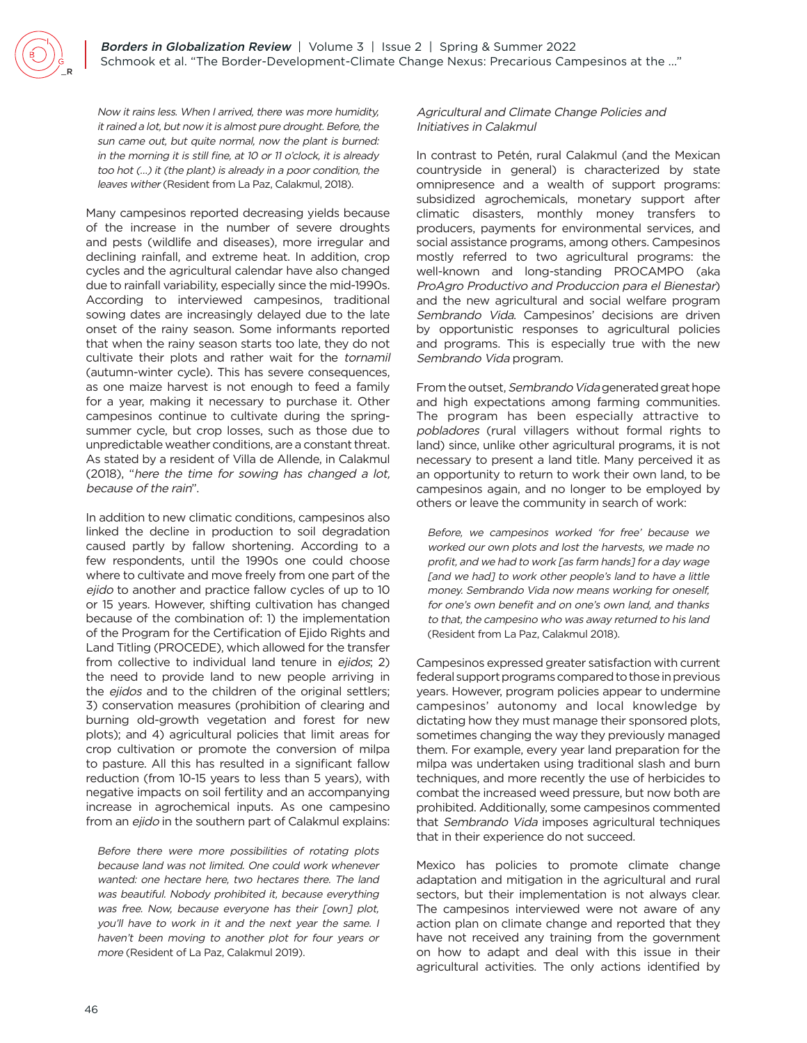*Now it rains less. When I arrived, there was more humidity, it rained a lot, but now it is almost pure drought. Before, the sun came out, but quite normal, now the plant is burned: in the morning it is still fine, at 10 or 11 o'clock, it is already too hot (...) it (the plant) is already in a poor condition, the leaves wither* (Resident from La Paz, Calakmul, 2018).

Many campesinos reported decreasing yields because of the increase in the number of severe droughts and pests (wildlife and diseases), more irregular and declining rainfall, and extreme heat. In addition, crop cycles and the agricultural calendar have also changed due to rainfall variability, especially since the mid-1990s. According to interviewed campesinos, traditional sowing dates are increasingly delayed due to the late onset of the rainy season. Some informants reported that when the rainy season starts too late, they do not cultivate their plots and rather wait for the *tornamil* (autumn-winter cycle). This has severe consequences, as one maize harvest is not enough to feed a family for a year, making it necessary to purchase it. Other campesinos continue to cultivate during the spring-summer cycle, but crop losses, such as those due to unpredictable weather conditions, are a constant threat. As stated by a resident of Villa de Allende, in Calakmul (2018), "*here the time for sowing has changed a lot, because of the rain*".

In addition to new climatic conditions, campesinos also linked the decline in production to soil degradation caused partly by fallow shortening. According to a few respondents, until the 1990s one could choose where to cultivate and move freely from one part of the *ejido* to another and practice fallow cycles of up to 10 or 15 years. However, shifting cultivation has changed because of the combination of: 1) the implementation of the Program for the Certification of Ejido Rights and Land Titling (PROCEDE), which allowed for the transfer from collective to individual land tenure in *ejidos*; 2) the need to provide land to new people arriving in the *ejidos* and to the children of the original settlers; 3) conservation measures (prohibition of clearing and burning old-growth vegetation and forest for new plots); and 4) agricultural policies that limit areas for crop cultivation or promote the conversion of milpa to pasture. All this has resulted in a significant fallow reduction (from 10-15 years to less than 5 years), with negative impacts on soil fertility and an accompanying increase in agrochemical inputs. As one campesino from an *ejido* in the southern part of Calakmul explains:

> *Before there were more possibilities of rotating plots because land was not limited. One could work whenever wanted: one hectare here, two hectares there. The land was beautiful. Nobody prohibited it, because everything was free. Now, because everyone has their [own] plot, you'll have to work in it and the next year the same. I haven't been moving to another plot for four years or more* (Resident of La Paz, Calakmul 2019).

*Agricultural and Climate Change Policies and Initiatives in Calakmul*

In contrast to Petén, rural Calakmul (and the Mexican countryside in general) is characterized by state omnipresence and a wealth of support programs: subsidized agrochemicals, monetary support after climatic disasters, monthly money transfers to producers, payments for environmental services, and social assistance programs, among others. Campesinos mostly referred to two agricultural programs: the well-known and long-standing PROCAMPO (aka *ProAgro Productivo and Produccion para el Bienestar*) and the new agricultural and social welfare program *Sembrando Vida*. Campesinos' decisions are driven by opportunistic responses to agricultural policies and programs. This is especially true with the new *Sembrando Vida* program.

From the outset, *Sembrando Vida* generated great hope and high expectations among farming communities. The program has been especially attractive to *pobladores* (rural villagers without formal rights to land) since, unlike other agricultural programs, it is not necessary to present a land title. Many perceived it as an opportunity to return to work their own land, to be campesinos again, and no longer to be employed by others or leave the community in search of work:

> *Before, we campesinos worked 'for free' because we worked our own plots and lost the harvests, we made no profit, and we had to work [as farm hands] for a day wage [and we had] to work other people's land to have a little money. Sembrando Vida now means working for oneself, for one's own benefit and on one's own land, and thanks to that, the campesino who was away returned to his land* (Resident from La Paz, Calakmul 2018).

Campesinos expressed greater satisfaction with current federal support programs compared to those in previous years. However, program policies appear to undermine campesinos' autonomy and local knowledge by dictating how they must manage their sponsored plots, sometimes changing the way they previously managed them. For example, every year land preparation for the milpa was undertaken using traditional slash and burn techniques, and more recently the use of herbicides to combat the increased weed pressure, but now both are prohibited. Additionally, some campesinos commented that *Sembrando Vida* imposes agricultural techniques that in their experience do not succeed.

Mexico has policies to promote climate change adaptation and mitigation in the agricultural and rural sectors, but their implementation is not always clear. The campesinos interviewed were not aware of any action plan on climate change and reported that they have not received any training from the government on how to adapt and deal with this issue in their agricultural activities. The only actions identified by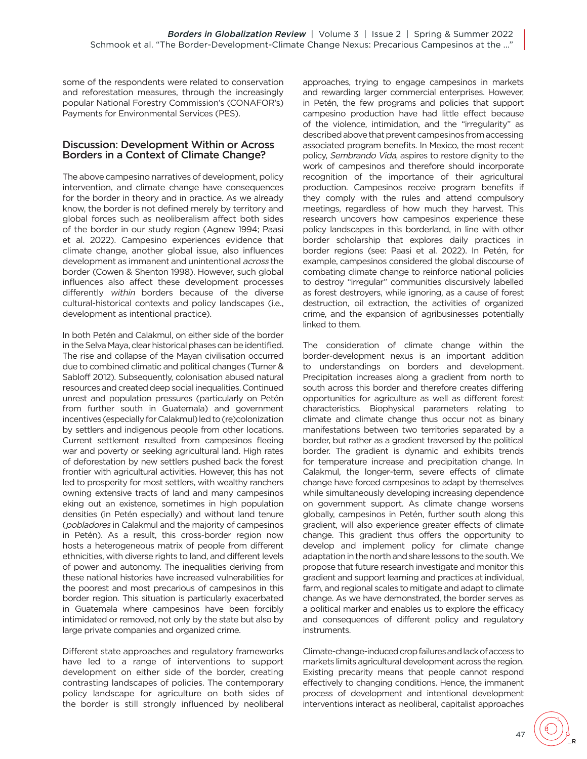some of the respondents were related to conservation and reforestation measures, through the increasingly popular National Forestry Commission's (CONAFOR's) Payments for Environmental Services (PES).

## Discussion: Development Within or Across Borders in a Context of Climate Change?

The above campesino narratives of development, policy intervention, and climate change have consequences for the border in theory and in practice. As we already know, the border is not defined merely by territory and global forces such as neoliberalism affect both sides of the border in our study region (Agnew 1994; Paasi et al. 2022). Campesino experiences evidence that climate change, another global issue, also influences development as immanent and unintentional *across* the border (Cowen & Shenton 1998). However, such global influences also affect these development processes differently *within* borders because of the diverse cultural-historical contexts and policy landscapes (i.e., development as intentional practice).

In both Petén and Calakmul, on either side of the border in the Selva Maya, clear historical phases can be identified. The rise and collapse of the Mayan civilisation occurred due to combined climatic and political changes (Turner & Sabloff 2012). Subsequently, colonisation abused natural resources and created deep social inequalities. Continued unrest and population pressures (particularly on Petén from further south in Guatemala) and government incentives (especially for Calakmul) led to (re)colonization by settlers and indigenous people from other locations. Current settlement resulted from campesinos fleeing war and poverty or seeking agricultural land. High rates of deforestation by new settlers pushed back the forest frontier with agricultural activities. However, this has not led to prosperity for most settlers, with wealthy ranchers owning extensive tracts of land and many campesinos eking out an existence, sometimes in high population densities (in Petén especially) and without land tenure (*pobladores* in Calakmul and the majority of campesinos in Petén). As a result, this cross-border region now hosts a heterogeneous matrix of people from different ethnicities, with diverse rights to land, and different levels of power and autonomy. The inequalities deriving from these national histories have increased vulnerabilities for the poorest and most precarious of campesinos in this border region. This situation is particularly exacerbated in Guatemala where campesinos have been forcibly intimidated or removed, not only by the state but also by large private companies and organized crime.

Different state approaches and regulatory frameworks have led to a range of interventions to support development on either side of the border, creating contrasting landscapes of policies. The contemporary policy landscape for agriculture on both sides of the border is still strongly influenced by neoliberal approaches, trying to engage campesinos in markets and rewarding larger commercial enterprises. However, in Petén, the few programs and policies that support campesino production have had little effect because of the violence, intimidation, and the "irregularity" as described above that prevent campesinos from accessing associated program benefits. In Mexico, the most recent policy, *Sembrando Vida*, aspires to restore dignity to the work of campesinos and therefore should incorporate recognition of the importance of their agricultural production. Campesinos receive program benefits if they comply with the rules and attend compulsory meetings, regardless of how much they harvest. This research uncovers how campesinos experience these policy landscapes in this borderland, in line with other border scholarship that explores daily practices in border regions (see: Paasi et al. 2022). In Petén, for example, campesinos considered the global discourse of combating climate change to reinforce national policies to destroy "irregular" communities discursively labelled as forest destroyers, while ignoring, as a cause of forest destruction, oil extraction, the activities of organized crime, and the expansion of agribusinesses potentially linked to them.

The consideration of climate change within the border-development nexus is an important addition to understandings on borders and development. Precipitation increases along a gradient from north to south across this border and therefore creates differing opportunities for agriculture as well as different forest characteristics. Biophysical parameters relating to climate and climate change thus occur not as binary manifestations between two territories separated by a border, but rather as a gradient traversed by the political border. The gradient is dynamic and exhibits trends for temperature increase and precipitation change. In Calakmul, the longer-term, severe effects of climate change have forced campesinos to adapt by themselves while simultaneously developing increasing dependence on government support. As climate change worsens globally, campesinos in Petén, further south along this gradient, will also experience greater effects of climate change. This gradient thus offers the opportunity to develop and implement policy for climate change adaptation in the north and share lessons to the south. We propose that future research investigate and monitor this gradient and support learning and practices at individual, farm, and regional scales to mitigate and adapt to climate change. As we have demonstrated, the border serves as a political marker and enables us to explore the efficacy and consequences of different policy and regulatory instruments.

Climate-change-induced crop failures and lack of access to markets limits agricultural development across the region. Existing precarity means that people cannot respond effectively to changing conditions. Hence, the immanent process of development and intentional development interventions interact as neoliberal, capitalist approaches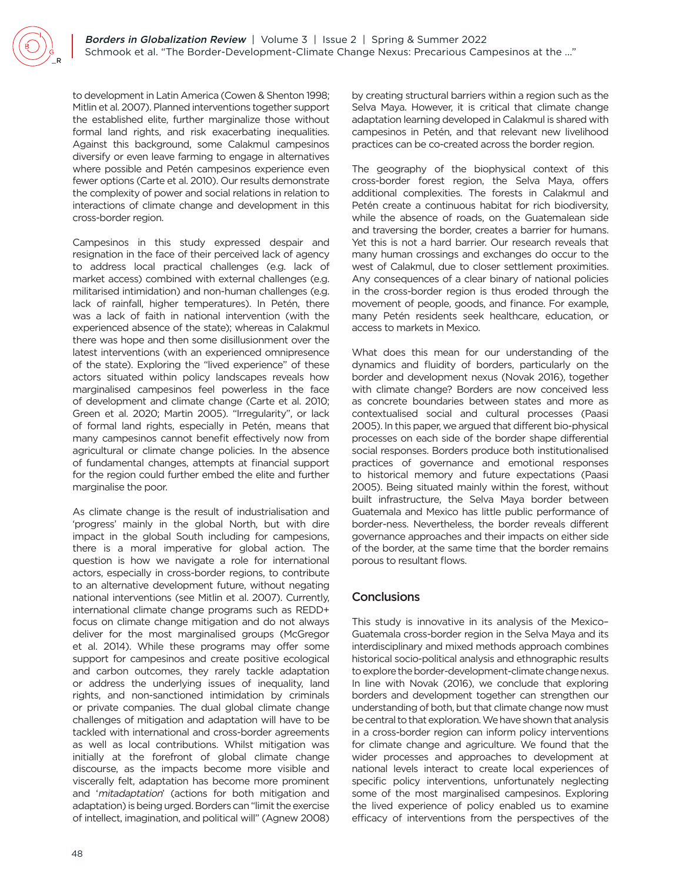to development in Latin America (Cowen & Shenton 1998; Mitlin et al. 2007). Planned interventions together support the established elite, further marginalize those without formal land rights, and risk exacerbating inequalities. Against this background, some Calakmul campesinos diversify or even leave farming to engage in alternatives where possible and Petén campesinos experience even fewer options (Carte et al. 2010). Our results demonstrate the complexity of power and social relations in relation to interactions of climate change and development in this cross-border region.

Campesinos in this study expressed despair and resignation in the face of their perceived lack of agency to address local practical challenges (e.g. lack of market access) combined with external challenges (e.g. militarised intimidation) and non-human challenges (e.g. lack of rainfall, higher temperatures). In Petén, there was a lack of faith in national intervention (with the experienced absence of the state); whereas in Calakmul there was hope and then some disillusionment over the latest interventions (with an experienced omnipresence of the state). Exploring the "lived experience" of these actors situated within policy landscapes reveals how marginalised campesinos feel powerless in the face of development and climate change (Carte et al. 2010; Green et al. 2020; Martin 2005). "Irregularity", or lack of formal land rights, especially in Petén, means that many campesinos cannot benefit effectively now from agricultural or climate change policies. In the absence of fundamental changes, attempts at financial support for the region could further embed the elite and further marginalise the poor.

As climate change is the result of industrialisation and 'progress' mainly in the global North, but with dire impact in the global South including for campesions, there is a moral imperative for global action. The question is how we navigate a role for international actors, especially in cross-border regions, to contribute to an alternative development future, without negating national interventions (see Mitlin et al. 2007). Currently, international climate change programs such as REDD+ focus on climate change mitigation and do not always deliver for the most marginalised groups (McGregor et al. 2014). While these programs may offer some support for campesinos and create positive ecological and carbon outcomes, they rarely tackle adaptation or address the underlying issues of inequality, land rights, and non-sanctioned intimidation by criminals or private companies. The dual global climate change challenges of mitigation and adaptation will have to be tackled with international and cross-border agreements as well as local contributions. Whilst mitigation was initially at the forefront of global climate change discourse, as the impacts become more visible and viscerally felt, adaptation has become more prominent and '*mitadaptation*' (actions for both mitigation and adaptation) is being urged. Borders can "limit the exercise of intellect, imagination, and political will" (Agnew 2008) by creating structural barriers within a region such as the Selva Maya. However, it is critical that climate change adaptation learning developed in Calakmul is shared with campesinos in Petén, and that relevant new livelihood practices can be co-created across the border region.

The geography of the biophysical context of this cross-border forest region, the Selva Maya, offers additional complexities. The forests in Calakmul and Petén create a continuous habitat for rich biodiversity, while the absence of roads, on the Guatemalean side and traversing the border, creates a barrier for humans. Yet this is not a hard barrier. Our research reveals that many human crossings and exchanges do occur to the west of Calakmul, due to closer settlement proximities. Any consequences of a clear binary of national policies in the cross-border region is thus eroded through the movement of people, goods, and finance. For example, many Petén residents seek healthcare, education, or access to markets in Mexico.

What does this mean for our understanding of the dynamics and fluidity of borders, particularly on the border and development nexus (Novak 2016), together with climate change? Borders are now conceived less as concrete boundaries between states and more as contextualised social and cultural processes (Paasi 2005). In this paper, we argued that different bio-physical processes on each side of the border shape differential social responses. Borders produce both institutionalised practices of governance and emotional responses to historical memory and future expectations (Paasi 2005). Being situated mainly within the forest, without built infrastructure, the Selva Maya border between Guatemala and Mexico has little public performance of border-ness. Nevertheless, the border reveals different governance approaches and their impacts on either side of the border, at the same time that the border remains porous to resultant flows.

## Conclusions

This study is innovative in its analysis of the Mexico–Guatemala cross-border region in the Selva Maya and its interdisciplinary and mixed methods approach combines historical socio-political analysis and ethnographic results to explore the border-development-climate change nexus. In line with Novak (2016), we conclude that exploring borders and development together can strengthen our understanding of both, but that climate change now must be central to that exploration. We have shown that analysis in a cross-border region can inform policy interventions for climate change and agriculture. We found that the wider processes and approaches to development at national levels interact to create local experiences of specific policy interventions, unfortunately neglecting some of the most marginalised campesinos. Exploring the lived experience of policy enabled us to examine efficacy of interventions from the perspectives of the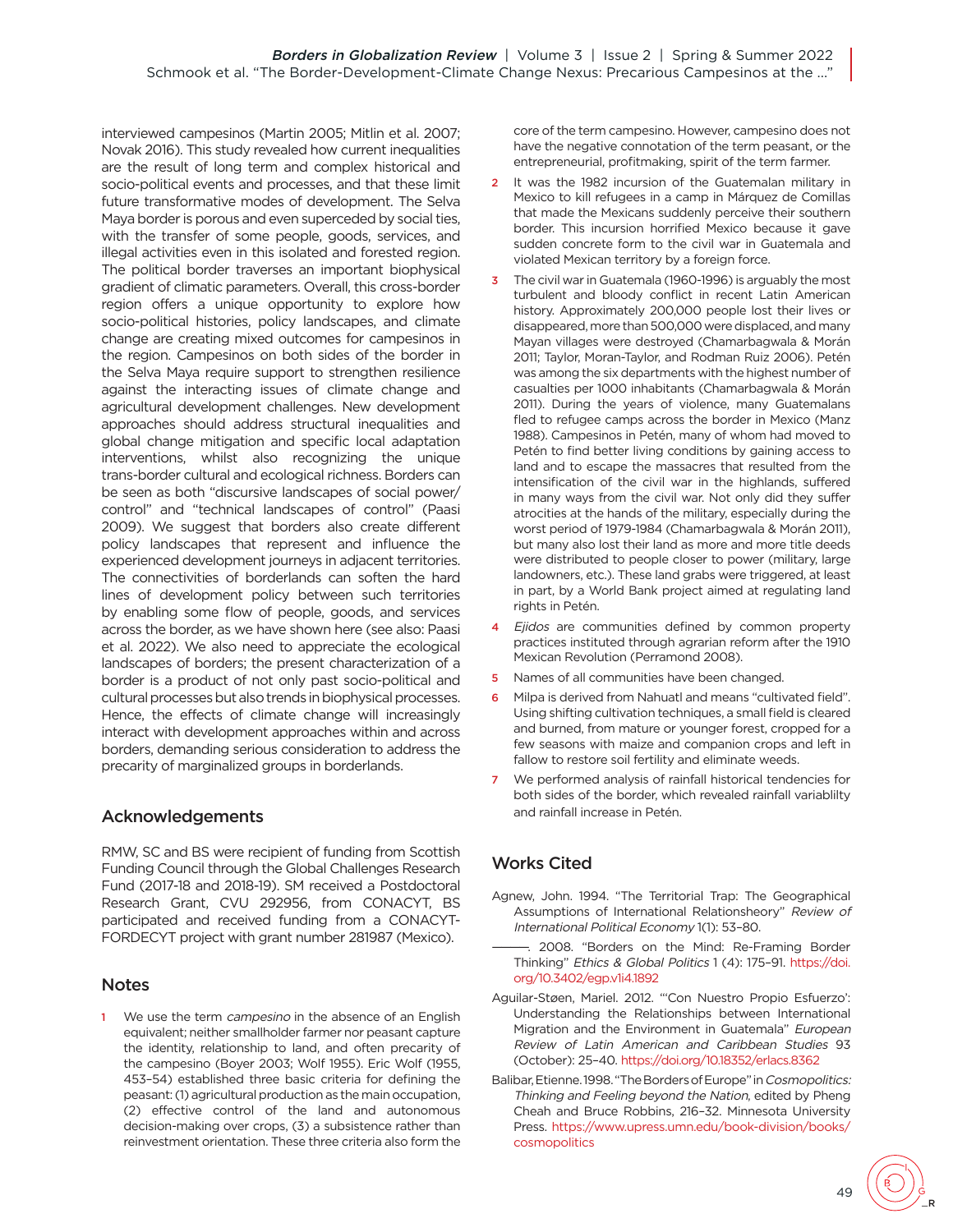interviewed campesinos (Martin 2005; Mitlin et al. 2007; Novak 2016). This study revealed how current inequalities are the result of long term and complex historical and socio-political events and processes, and that these limit future transformative modes of development. The Selva Maya border is porous and even superceded by social ties, with the transfer of some people, goods, services, and illegal activities even in this isolated and forested region. The political border traverses an important biophysical gradient of climatic parameters. Overall, this cross-border region offers a unique opportunity to explore how socio-political histories, policy landscapes, and climate change are creating mixed outcomes for campesinos in the region. Campesinos on both sides of the border in the Selva Maya require support to strengthen resilience against the interacting issues of climate change and agricultural development challenges. New development approaches should address structural inequalities and global change mitigation and specific local adaptation interventions, whilst also recognizing the unique trans-border cultural and ecological richness. Borders can be seen as both "discursive landscapes of social power/control" and "technical landscapes of control" (Paasi 2009). We suggest that borders also create different policy landscapes that represent and influence the experienced development journeys in adjacent territories. The connectivities of borderlands can soften the hard lines of development policy between such territories by enabling some flow of people, goods, and services across the border, as we have shown here (see also: Paasi et al. 2022). We also need to appreciate the ecological landscapes of borders; the present characterization of a border is a product of not only past socio-political and cultural processes but also trends in biophysical processes. Hence, the effects of climate change will increasingly interact with development approaches within and across borders, demanding serious consideration to address the precarity of marginalized groups in borderlands.

## Acknowledgements

RMW, SC and BS were recipient of funding from Scottish Funding Council through the Global Challenges Research Fund (2017-18 and 2018-19). SM received a Postdoctoral Research Grant, CVU 292956, from CONACYT, BS participated and received funding from a CONACYT-FORDECYT project with grant number 281987 (Mexico).

## Notes

1. We use the term *campesino* in the absence of an English equivalent; neither smallholder farmer nor peasant capture the identity, relationship to land, and often precarity of the campesino (Boyer 2003; Wolf 1955). Eric Wolf (1955, 453–54) established three basic criteria for defining the peasant: (1) agricultural production as the main occupation, (2) effective control of the land and autonomous decision-making over crops, (3) a subsistence rather than reinvestment orientation. These three criteria also form the core of the term campesino. However, campesino does not have the negative connotation of the term peasant, or the entrepreneurial, profitmaking, spirit of the term farmer.
2. It was the 1982 incursion of the Guatemalan military in Mexico to kill refugees in a camp in Márquez de Comillas that made the Mexicans suddenly perceive their southern border. This incursion horrified Mexico because it gave sudden concrete form to the civil war in Guatemala and violated Mexican territory by a foreign force.
3. The civil war in Guatemala (1960-1996) is arguably the most turbulent and bloody conflict in recent Latin American history. Approximately 200,000 people lost their lives or disappeared, more than 500,000 were displaced, and many Mayan villages were destroyed (Chamarbagwala & Morán 2011; Taylor, Moran-Taylor, and Rodman Ruiz 2006). Petén was among the six departments with the highest number of casualties per 1000 inhabitants (Chamarbagwala & Morán 2011). During the years of violence, many Guatemalans fled to refugee camps across the border in Mexico (Manz 1988). Campesinos in Petén, many of whom had moved to Petén to find better living conditions by gaining access to land and to escape the massacres that resulted from the intensification of the civil war in the highlands, suffered in many ways from the civil war. Not only did they suffer atrocities at the hands of the military, especially during the worst period of 1979-1984 (Chamarbagwala & Morán 2011), but many also lost their land as more and more title deeds were distributed to people closer to power (military, large landowners, etc.). These land grabs were triggered, at least in part, by a World Bank project aimed at regulating land rights in Petén.
4. *Ejidos* are communities defined by common property practices instituted through agrarian reform after the 1910 Mexican Revolution (Perramond 2008).
5. Names of all communities have been changed.
6. Milpa is derived from Nahuatl and means "cultivated field". Using shifting cultivation techniques, a small field is cleared and burned, from mature or younger forest, cropped for a few seasons with maize and companion crops and left in fallow to restore soil fertility and eliminate weeds.
7. We performed analysis of rainfall historical tendencies for both sides of the border, which revealed rainfall variablilty and rainfall increase in Petén.

## Works Cited

Agnew, John. 1994. "The Territorial Trap: The Geographical Assumptions of International Relationsheory" *Review of International Political Economy* 1(1): 53–80.

———. 2008. "Borders on the Mind: Re-Framing Border Thinking" *Ethics & Global Politics* 1 (4): 175–91. https://doi.org/10.3402/egp.v1i4.1892

Aguilar-Støen, Mariel. 2012. "'Con Nuestro Propio Esfuerzo': Understanding the Relationships between International Migration and the Environment in Guatemala" *European Review of Latin American and Caribbean Studies* 93 (October): 25–40. https://doi.org/10.18352/erlacs.8362

Balibar, Etienne. 1998. "The Borders of Europe" in *Cosmopolitics: Thinking and Feeling beyond the Nation,* edited by Pheng Cheah and Bruce Robbins, 216–32. Minnesota University Press. https://www.upress.umn.edu/book-division/books/cosmopolitics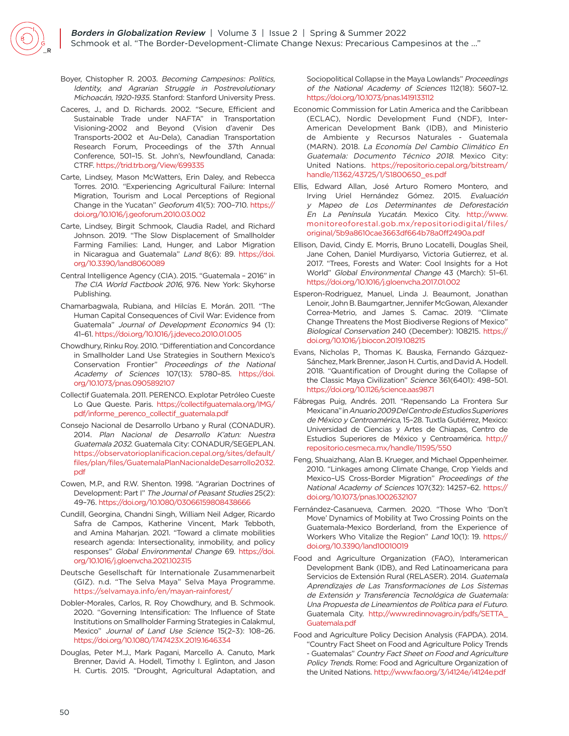Boyer, Chistopher R. 2003. *Becoming Campesinos: Politics, Identity, and Agrarian Struggle in Postrevolutionary Michoacán, 1920-1935*. Stanford: Stanford University Press.

Caceres, J., and D. Richards. 2002. "Secure, Efficient and Sustainable Trade under NAFTA" in Transportation Visioning-2002 and Beyond (Vision d'avenir Des Transports-2002 et Au-Dela), Canadian Transportation Research Forum, Proceedings of the 37th Annual Conference, 501–15. St. John's, Newfoundland, Canada: CTRF. https://trid.trb.org/View/699335

Carte, Lindsey, Mason McWatters, Erin Daley, and Rebecca Torres. 2010. "Experiencing Agricultural Failure: Internal Migration, Tourism and Local Perceptions of Regional Change in the Yucatan" *Geoforum* 41(5): 700–710. https://doi.org/10.1016/j.geoforum.2010.03.002

Carte, Lindsey, Birgit Schmook, Claudia Radel, and Richard Johnson. 2019. "The Slow Displacement of Smallholder Farming Families: Land, Hunger, and Labor Migration in Nicaragua and Guatemala" *Land* 8(6): 89. https://doi.org/10.3390/land8060089

Central Intelligence Agency (CIA). 2015. "Guatemala – 2016" in *The CIA World Factbook 2016*, 976. New York: Skyhorse Publishing.

Chamarbagwala, Rubiana, and Hilcías E. Morán. 2011. "The Human Capital Consequences of Civil War: Evidence from Guatemala" *Journal of Development Economics* 94 (1): 41–61. https://doi.org/10.1016/j.jdeveco.2010.01.005

Chowdhury, Rinku Roy. 2010. "Differentiation and Concordance in Smallholder Land Use Strategies in Southern Mexico's Conservation Frontier" *Proceedings of the National Academy of Sciences* 107(13): 5780–85. https://doi.org/10.1073/pnas.0905892107

Collectif Guatemala. 2011. PERENCO. Explotar Petróleo Cueste Lo Que Queste. Paris. https://collectifguatemala.org/IMG/pdf/informe_perenco_collectif_guatemala.pdf

Consejo Nacional de Desarrollo Urbano y Rural (CONADUR). 2014. *Plan Nacional de Desarrollo K'atun: Nuestra Guatemala 2032*. Guatemala City: CONADUR/SEGEPLAN. https://observatorioplanificacion.cepal.org/sites/default/files/plan/files/GuatemalaPlanNacionaldeDesarrollo2032.pdf

Cowen, M.P., and R.W. Shenton. 1998. "Agrarian Doctrines of Development: Part I" *The Journal of Peasant Studies* 25(2): 49–76. https://doi.org/10.1080/03066159808438666

Cundill, Georgina, Chandni Singh, William Neil Adger, Ricardo Safra de Campos, Katherine Vincent, Mark Tebboth, and Amina Maharjan. 2021. "Toward a climate mobilities research agenda: Intersectionality, inmobility, and policy responses" *Global Environmental Change* 69. https://doi.org/10.1016/j.gloenvcha.2021.102315

Deutsche Gesellschaft für Internationale Zusammenarbeit (GIZ). n.d. "The Selva Maya" Selva Maya Programme. https://selvamaya.info/en/mayan-rainforest/

Dobler-Morales, Carlos, R. Roy Chowdhury, and B. Schmook. 2020. "Governing Intensification: The Influence of State Institutions on Smallholder Farming Strategies in Calakmul, Mexico" *Journal of Land Use Science* 15(2–3): 108–26. https://doi.org/10.1080/1747423X.2019.1646334

Douglas, Peter M.J., Mark Pagani, Marcello A. Canuto, Mark Brenner, David A. Hodell, Timothy I. Eglinton, and Jason H. Curtis. 2015. "Drought, Agricultural Adaptation, and Sociopolitical Collapse in the Maya Lowlands" *Proceedings of the National Academy of Sciences* 112(18): 5607–12. https://doi.org/10.1073/pnas.1419133112

Economic Commission for Latin America and the Caribbean (ECLAC), Nordic Development Fund (NDF), Inter-American Development Bank (IDB), and Ministerio de Ambiente y Recursos Naturales - Guatemala (MARN). 2018. *La Economía Del Cambio Climático En Guatemala: Documento Técnico 2018*. Mexico City: United Nations. https://repositorio.cepal.org/bitstream/handle/11362/43725/1/S1800650_es.pdf

Ellis, Edward Allan, José Arturo Romero Montero, and Irving Uriel Hernández Gómez. 2015. *Evaluación y Mapeo de Los Determinantes de Deforestación En La Península Yucatán*. Mexico City. http://www.monitoreoforestal.gob.mx/repositoriodigital/files/original/5b9a8610cae3663df664b78a0ff2490a.pdf

Ellison, David, Cindy E. Morris, Bruno Locatelli, Douglas Sheil, Jane Cohen, Daniel Murdiyarso, Victoria Gutierrez, et al. 2017. "Trees, Forests and Water: Cool Insights for a Hot World" *Global Environmental Change* 43 (March): 51–61. https://doi.org/10.1016/j.gloenvcha.2017.01.002

Esperon-Rodriguez, Manuel, Linda J. Beaumont, Jonathan Lenoir, John B. Baumgartner, Jennifer McGowan, Alexander Correa-Metrio, and James S. Camac. 2019. "Climate Change Threatens the Most Biodiverse Regions of Mexico" *Biological Conservation* 240 (December): 108215. https://doi.org/10.1016/j.biocon.2019.108215

Evans, Nicholas P., Thomas K. Bauska, Fernando Gázquez-Sánchez, Mark Brenner, Jason H. Curtis, and David A. Hodell. 2018. "Quantification of Drought during the Collapse of the Classic Maya Civilization" *Science* 361(6401): 498–501. https://doi.org/10.1126/science.aas9871

Fábregas Puig, Andrés. 2011. "Repensando La Frontera Sur Mexicana" in *Anuario 2009 Del Centro de Estudios Superiores de México y Centroamérica*, 15–28. Tuxtla Gutiérrez, Mexico: Universidad de Ciencias y Artes de Chiapas, Centro de Estudios Superiores de México y Centroamérica. http://repositorio.cesmeca.mx/handle/11595/550

Feng, Shuaizhang, Alan B. Krueger, and Michael Oppenheimer. 2010. "Linkages among Climate Change, Crop Yields and Mexico–US Cross-Border Migration" *Proceedings of the National Academy of Sciences* 107(32): 14257–62. https://doi.org/10.1073/pnas.1002632107

Fernández-Casanueva, Carmen. 2020. "Those Who 'Don't Move' Dynamics of Mobility at Two Crossing Points on the Guatemala-Mexico Borderland, from the Experience of Workers Who Vitalize the Region" *Land* 10(1): 19. https://doi.org/10.3390/land10010019

Food and Agriculture Organization (FAO), Interamerican Development Bank (IDB), and Red Latinoamericana para Servicios de Extensión Rural (RELASER). 2014. *Guatemala Aprendizajes de Las Transformaciones de Los Sistemas de Extensión y Transferencia Tecnológica de Guatemala: Una Propuesta de Lineamientos de Política para el Futuro.* Guatemala City. http://www.redinnovagro.in/pdfs/SETTA_Guatemala.pdf

Food and Agriculture Policy Decision Analysis (FAPDA). 2014. "Country Fact Sheet on Food and Agriculture Policy Trends - Guatemalas" *Country Fact Sheet on Food and Agriculture Policy Trends*. Rome: Food and Agriculture Organization of the United Nations. http://www.fao.org/3/i4124e/i4124e.pdf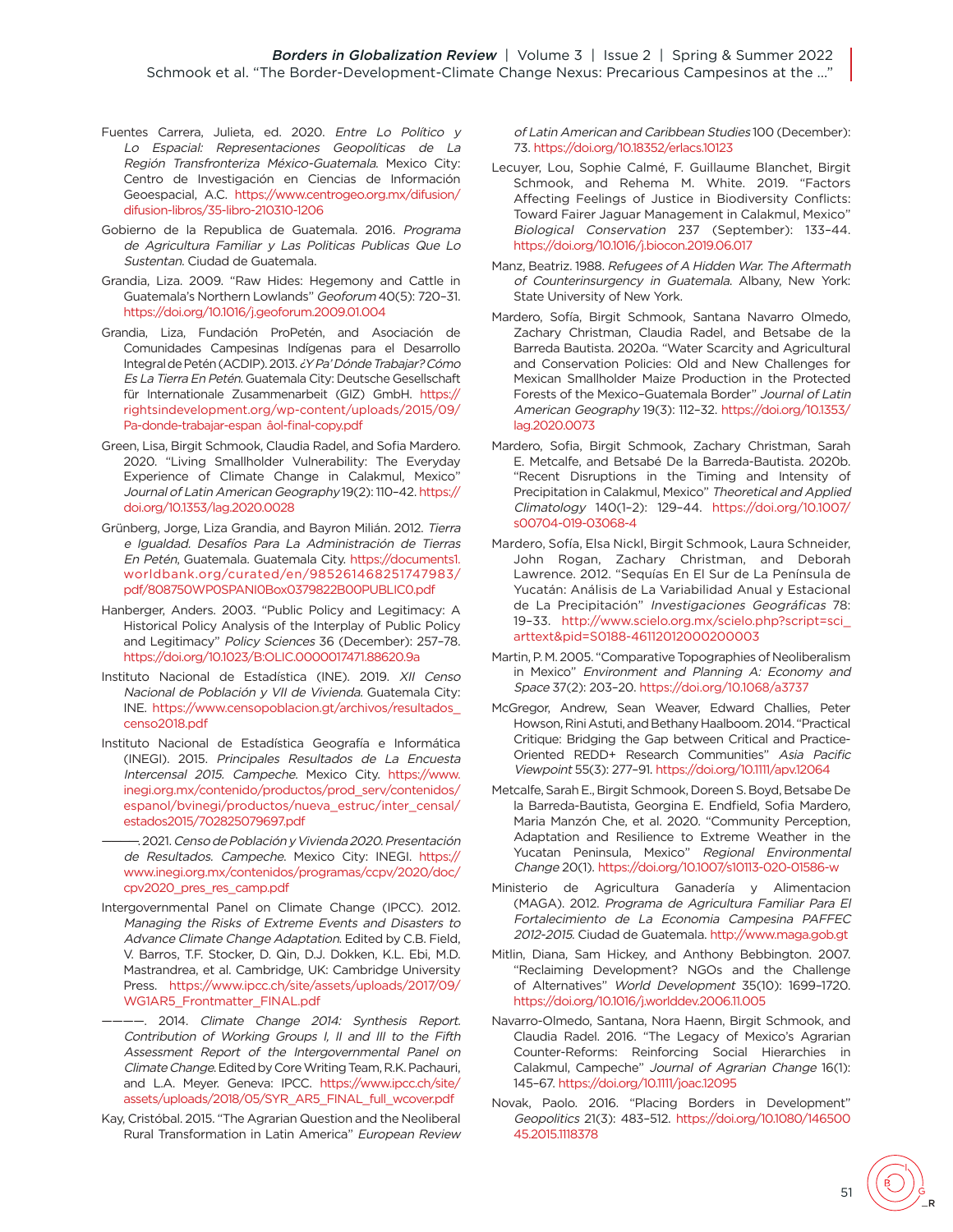Fuentes Carrera, Julieta, ed. 2020. *Entre Lo Político y Lo Espacial: Representaciones Geopolíticas de La Región Transfronteriza México-Guatemala.* Mexico City: Centro de Investigación en Ciencias de Información Geoespacial, A.C. https://www.centrogeo.org.mx/difusion/difusion-libros/35-libro-210310-1206

Gobierno de la Republica de Guatemala. 2016. *Programa de Agricultura Familiar y Las Politicas Publicas Que Lo Sustentan.* Ciudad de Guatemala.

Grandia, Liza. 2009. "Raw Hides: Hegemony and Cattle in Guatemala's Northern Lowlands" *Geoforum* 40(5): 720–31. https://doi.org/10.1016/j.geoforum.2009.01.004

Grandia, Liza, Fundación ProPetén, and Asociación de Comunidades Campesinas Indígenas para el Desarrollo Integral de Petén (ACDIP). 2013. *¿Y Pa' Dónde Trabajar? Cómo Es La Tierra En Petén.* Guatemala City: Deutsche Gesellschaft für Internationale Zusammenarbeit (GIZ) GmbH. https://rightsindevelopment.org/wp-content/uploads/2015/09/Pa-donde-trabajar-espan âol-final-copy.pdf

Green, Lisa, Birgit Schmook, Claudia Radel, and Sofia Mardero. 2020. "Living Smallholder Vulnerability: The Everyday Experience of Climate Change in Calakmul, Mexico" *Journal of Latin American Geography* 19(2): 110–42. https://doi.org/10.1353/lag.2020.0028

Grünberg, Jorge, Liza Grandia, and Bayron Milián. 2012. *Tierra e Igualdad. Desafíos Para La Administración de Tierras En Petén,* Guatemala. Guatemala City. https://documents1.worldbank.org/curated/en/985261468251747983/pdf/808750WP0SPANI0Box0379822B00PUBLIC0.pdf

Hanberger, Anders. 2003. "Public Policy and Legitimacy: A Historical Policy Analysis of the Interplay of Public Policy and Legitimacy" *Policy Sciences* 36 (December): 257–78. https://doi.org/10.1023/B:OLIC.0000017471.88620.9a

Instituto Nacional de Estadística (INE). 2019. *XII Censo Nacional de Población y VII de Vivienda.* Guatemala City: INE. https://www.censopoblacion.gt/archivos/resultados_censo2018.pdf

Instituto Nacional de Estadística Geografía e Informática (INEGI). 2015. *Principales Resultados de La Encuesta Intercensal 2015. Campeche.* Mexico City. https://www.inegi.org.mx/contenido/productos/prod_serv/contenidos/espanol/bvinegi/productos/nueva_estruc/inter_censal/estados2015/702825079697.pdf

———. 2021. *Censo de Población y Vivienda 2020. Presentación de Resultados. Campeche.* Mexico City: INEGI. https://www.inegi.org.mx/contenidos/programas/ccpv/2020/doc/cpv2020_pres_res_camp.pdf

Intergovernmental Panel on Climate Change (IPCC). 2012. *Managing the Risks of Extreme Events and Disasters to Advance Climate Change Adaptation.* Edited by C.B. Field, V. Barros, T.F. Stocker, D. Qin, D.J. Dokken, K.L. Ebi, M.D. Mastrandrea, et al. Cambridge, UK: Cambridge University Press. https://www.ipcc.ch/site/assets/uploads/2017/09/WG1AR5_Frontmatter_FINAL.pdf

————. 2014. *Climate Change 2014: Synthesis Report. Contribution of Working Groups I, II and III to the Fifth Assessment Report of the Intergovernmental Panel on Climate Change.* Edited by Core Writing Team, R.K. Pachauri, and L.A. Meyer. Geneva: IPCC. https://www.ipcc.ch/site/assets/uploads/2018/05/SYR_AR5_FINAL_full_wcover.pdf

Kay, Cristóbal. 2015. "The Agrarian Question and the Neoliberal Rural Transformation in Latin America" *European Review of Latin American and Caribbean Studies* 100 (December): 73. https://doi.org/10.18352/erlacs.10123

Lecuyer, Lou, Sophie Calmé, F. Guillaume Blanchet, Birgit Schmook, and Rehema M. White. 2019. "Factors Affecting Feelings of Justice in Biodiversity Conflicts: Toward Fairer Jaguar Management in Calakmul, Mexico" *Biological Conservation* 237 (September): 133–44. https://doi.org/10.1016/j.biocon.2019.06.017

Manz, Beatriz. 1988. *Refugees of A Hidden War. The Aftermath of Counterinsurgency in Guatemala.* Albany, New York: State University of New York.

Mardero, Sofía, Birgit Schmook, Santana Navarro Olmedo, Zachary Christman, Claudia Radel, and Betsabe de la Barreda Bautista. 2020a. "Water Scarcity and Agricultural and Conservation Policies: Old and New Challenges for Mexican Smallholder Maize Production in the Protected Forests of the Mexico–Guatemala Border" *Journal of Latin American Geography* 19(3): 112–32. https://doi.org/10.1353/lag.2020.0073

Mardero, Sofia, Birgit Schmook, Zachary Christman, Sarah E. Metcalfe, and Betsabé De la Barreda-Bautista. 2020b. "Recent Disruptions in the Timing and Intensity of Precipitation in Calakmul, Mexico" *Theoretical and Applied Climatology* 140(1–2): 129–44. https://doi.org/10.1007/s00704-019-03068-4

Mardero, Sofía, Elsa Nickl, Birgit Schmook, Laura Schneider, John Rogan, Zachary Christman, and Deborah Lawrence. 2012. "Sequías En El Sur de La Península de Yucatán: Análisis de La Variabilidad Anual y Estacional de La Precipitación" *Investigaciones Geográficas* 78: 19–33. http://www.scielo.org.mx/scielo.php?script=sci_arttext&pid=S0188-46112012000200003

Martin, P. M. 2005. "Comparative Topographies of Neoliberalism in Mexico" *Environment and Planning A: Economy and Space* 37(2): 203–20. https://doi.org/10.1068/a3737

McGregor, Andrew, Sean Weaver, Edward Challies, Peter Howson, Rini Astuti, and Bethany Haalboom. 2014. "Practical Critique: Bridging the Gap between Critical and Practice-Oriented REDD+ Research Communities" *Asia Pacific Viewpoint* 55(3): 277–91. https://doi.org/10.1111/apv.12064

Metcalfe, Sarah E., Birgit Schmook, Doreen S. Boyd, Betsabe De la Barreda-Bautista, Georgina E. Endfield, Sofia Mardero, Maria Manzón Che, et al. 2020. "Community Perception, Adaptation and Resilience to Extreme Weather in the Yucatan Peninsula, Mexico" *Regional Environmental Change* 20(1). https://doi.org/10.1007/s10113-020-01586-w

Ministerio de Agricultura Ganadería y Alimentacion (MAGA). 2012. *Programa de Agricultura Familiar Para El Fortalecimiento de La Economia Campesina PAFFEC 2012-2015.* Ciudad de Guatemala. http://www.maga.gob.gt

Mitlin, Diana, Sam Hickey, and Anthony Bebbington. 2007. "Reclaiming Development? NGOs and the Challenge of Alternatives" *World Development* 35(10): 1699–1720. https://doi.org/10.1016/j.worlddev.2006.11.005

Navarro-Olmedo, Santana, Nora Haenn, Birgit Schmook, and Claudia Radel. 2016. "The Legacy of Mexico's Agrarian Counter-Reforms: Reinforcing Social Hierarchies in Calakmul, Campeche" *Journal of Agrarian Change* 16(1): 145–67. https://doi.org/10.1111/joac.12095

Novak, Paolo. 2016. "Placing Borders in Development" *Geopolitics* 21(3): 483–512. https://doi.org/10.1080/14650045.2015.1118378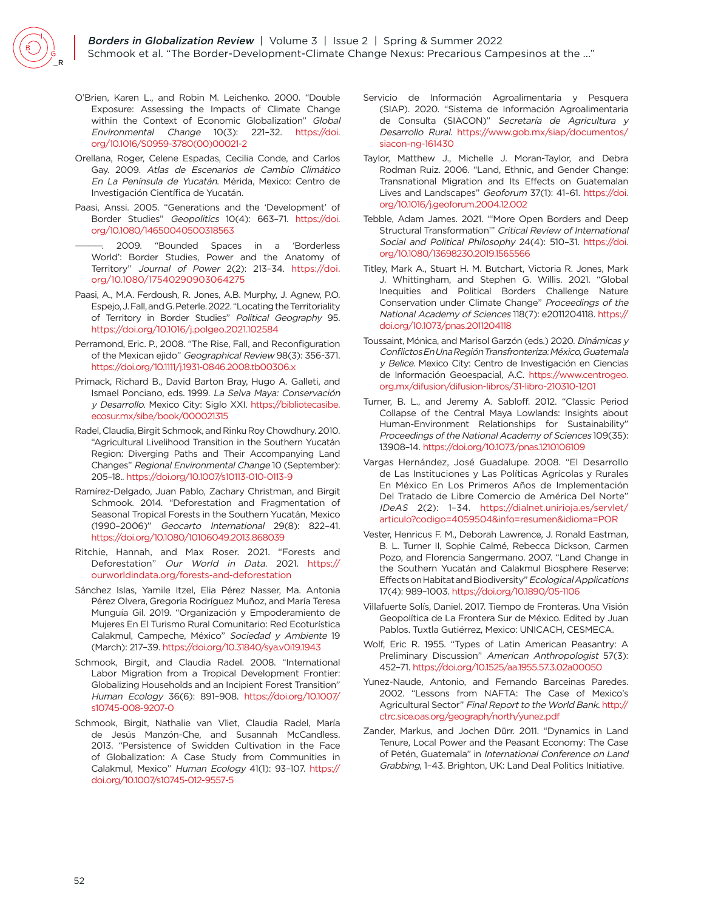O'Brien, Karen L., and Robin M. Leichenko. 2000. "Double Exposure: Assessing the Impacts of Climate Change within the Context of Economic Globalization" *Global Environmental Change* 10(3): 221–32. https://doi.org/10.1016/S0959-3780(00)00021-2

Orellana, Roger, Celene Espadas, Cecilia Conde, and Carlos Gay. 2009. *Atlas de Escenarios de Cambio Climático En La Península de Yucatán*. Mérida, Mexico: Centro de Investigación Científica de Yucatán.

Paasi, Anssi. 2005. "Generations and the 'Development' of Border Studies" *Geopolitics* 10(4): 663–71. https://doi.org/10.1080/14650040500318563

———. 2009. "Bounded Spaces in a 'Borderless World': Border Studies, Power and the Anatomy of Territory" *Journal of Power* 2(2): 213–34. https://doi.org/10.1080/17540290903064275

Paasi, A., M.A. Ferdoush, R. Jones, A.B. Murphy, J. Agnew, P.O. Espejo, J. Fall, and G. Peterle. 2022. "Locating the Territoriality of Territory in Border Studies" *Political Geography* 95. https://doi.org/10.1016/j.polgeo.2021.102584

Perramond, Eric. P., 2008. "The Rise, Fall, and Reconfiguration of the Mexican ejido" *Geographical Review* 98(3): 356-371. https://doi.org/10.1111/j.1931-0846.2008.tb00306.x

Primack, Richard B., David Barton Bray, Hugo A. Galleti, and Ismael Ponciano, eds. 1999. *La Selva Maya: Conservación y Desarrollo*. Mexico City: Siglo XXI. https://bibliotecasibe.ecosur.mx/sibe/book/000021315

Radel, Claudia, Birgit Schmook, and Rinku Roy Chowdhury. 2010. "Agricultural Livelihood Transition in the Southern Yucatán Region: Diverging Paths and Their Accompanying Land Changes" *Regional Environmental Change* 10 (September): 205–18.. https://doi.org/10.1007/s10113-010-0113-9

Ramírez-Delgado, Juan Pablo, Zachary Christman, and Birgit Schmook. 2014. "Deforestation and Fragmentation of Seasonal Tropical Forests in the Southern Yucatán, Mexico (1990–2006)" *Geocarto International* 29(8): 822–41. https://doi.org/10.1080/10106049.2013.868039

Ritchie, Hannah, and Max Roser. 2021. "Forests and Deforestation" *Our World in Data*. 2021. https://ourworldindata.org/forests-and-deforestation

Sánchez Islas, Yamile Itzel, Elia Pérez Nasser, Ma. Antonia Pérez Olvera, Gregoria Rodríguez Muñoz, and María Teresa Munguía Gil. 2019. "Organización y Empoderamiento de Mujeres En El Turismo Rural Comunitario: Red Ecoturística Calakmul, Campeche, México" *Sociedad y Ambiente* 19 (March): 217–39. https://doi.org/10.31840/sya.v0i19.1943

Schmook, Birgit, and Claudia Radel. 2008. "International Labor Migration from a Tropical Development Frontier: Globalizing Households and an Incipient Forest Transition" *Human Ecology* 36(6): 891–908. https://doi.org/10.1007/s10745-008-9207-0

Schmook, Birgit, Nathalie van Vliet, Claudia Radel, María de Jesús Manzón-Che, and Susannah McCandless. 2013. "Persistence of Swidden Cultivation in the Face of Globalization: A Case Study from Communities in Calakmul, Mexico" *Human Ecology* 41(1): 93–107. https://doi.org/10.1007/s10745-012-9557-5

Servicio de Información Agroalimentaria y Pesquera (SIAP). 2020. "Sistema de Información Agroalimentaria de Consulta (SIACON)" *Secretaría de Agricultura y Desarrollo Rural*. https://www.gob.mx/siap/documentos/siacon-ng-161430

Taylor, Matthew J., Michelle J. Moran-Taylor, and Debra Rodman Ruiz. 2006. "Land, Ethnic, and Gender Change: Transnational Migration and Its Effects on Guatemalan Lives and Landscapes" *Geoforum* 37(1): 41–61. https://doi.org/10.1016/j.geoforum.2004.12.002

Tebble, Adam James. 2021. "'More Open Borders and Deep Structural Transformation'" *Critical Review of International Social and Political Philosophy* 24(4): 510–31. https://doi.org/10.1080/13698230.2019.1565566

Titley, Mark A., Stuart H. M. Butchart, Victoria R. Jones, Mark J. Whittingham, and Stephen G. Willis. 2021. "Global Inequities and Political Borders Challenge Nature Conservation under Climate Change" *Proceedings of the National Academy of Sciences* 118(7): e2011204118. https://doi.org/10.1073/pnas.2011204118

Toussaint, Mónica, and Marisol Garzón (eds.) 2020. *Dinámicas y Conflictos En Una Región Transfronteriza: México, Guatemala y Belice*. Mexico City: Centro de Investigación en Ciencias de Información Geoespacial, A.C. https://www.centrogeo.org.mx/difusion/difusion-libros/31-libro-210310-1201

Turner, B. L., and Jeremy A. Sabloff. 2012. "Classic Period Collapse of the Central Maya Lowlands: Insights about Human-Environment Relationships for Sustainability" *Proceedings of the National Academy of Sciences* 109(35): 13908–14. https://doi.org/10.1073/pnas.1210106109

Vargas Hernández, José Guadalupe. 2008. "El Desarrollo de Las Instituciones y Las Políticas Agrícolas y Rurales En México En Los Primeros Años de Implementación Del Tratado de Libre Comercio de América Del Norte" *IDeAS* 2(2): 1–34. https://dialnet.unirioja.es/servlet/articulo?codigo=4059504&info=resumen&idioma=POR

Vester, Henricus F. M., Deborah Lawrence, J. Ronald Eastman, B. L. Turner II, Sophie Calmé, Rebecca Dickson, Carmen Pozo, and Florencia Sangermano. 2007. "Land Change in the Southern Yucatán and Calakmul Biosphere Reserve: Effects on Habitat and Biodiversity" *Ecological Applications* 17(4): 989–1003. https://doi.org/10.1890/05-1106

Villafuerte Solís, Daniel. 2017. Tiempo de Fronteras. Una Visión Geopolítica de La Frontera Sur de México. Edited by Juan Pablos. Tuxtla Gutiérrez, Mexico: UNICACH, CESMECA.

Wolf, Eric R. 1955. "Types of Latin American Peasantry: A Preliminary Discussion" *American Anthropologist* 57(3): 452–71. https://doi.org/10.1525/aa.1955.57.3.02a00050

Yunez-Naude, Antonio, and Fernando Barceinas Paredes. 2002. "Lessons from NAFTA: The Case of Mexico's Agricultural Sector" *Final Report to the World Bank*. http://ctrc.sice.oas.org/geograph/north/yunez.pdf

Zander, Markus, and Jochen Dürr. 2011. "Dynamics in Land Tenure, Local Power and the Peasant Economy: The Case of Petén, Guatemala" in *International Conference on Land Grabbing*, 1–43. Brighton, UK: Land Deal Politics Initiative.